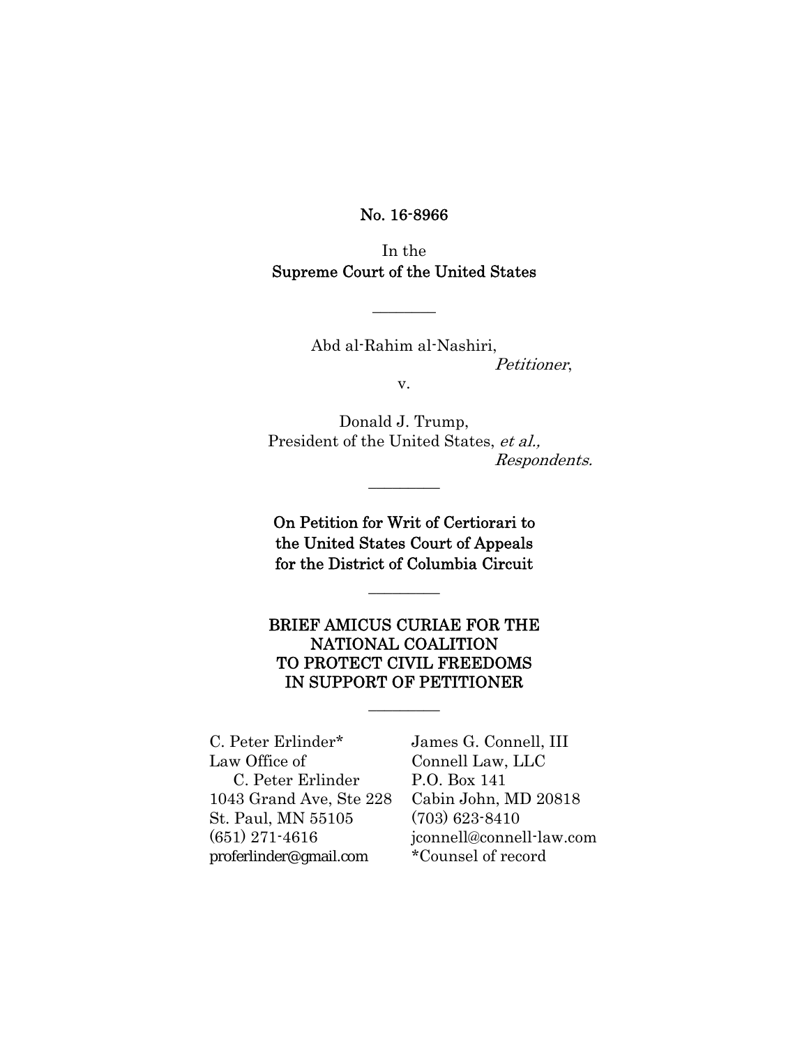**No. 16-8966**

In the
**Supreme Court of the United States**

---

Abd al-Rahim al-Nashiri,
*Petitioner*,

v.

Donald J. Trump,
President of the United States, *et al.,*
*Respondents.*

---

**On Petition for Writ of Certiorari to the United States Court of Appeals for the District of Columbia Circuit**

---

**BRIEF AMICUS CURIAE FOR THE NATIONAL COALITION TO PROTECT CIVIL FREEDOMS IN SUPPORT OF PETITIONER**

---

C. Peter Erlinder*
Law Office of
C. Peter Erlinder
1043 Grand Ave, Ste 228
St. Paul, MN 55105
(651) 271-4616
proferlinder@gmail.com

James G. Connell, III
Connell Law, LLC
P.O. Box 141
Cabin John, MD 20818
(703) 623-8410
jconnell@connell-law.com
*Counsel of record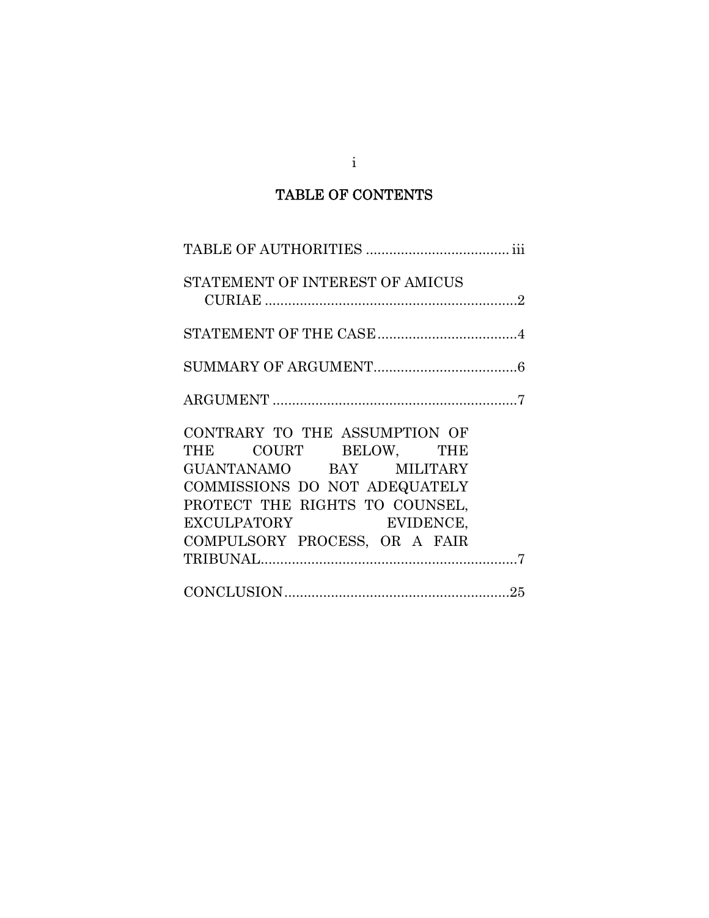# TABLE OF CONTENTS

TABLE OF AUTHORITIES .................................... iii

STATEMENT OF INTEREST OF AMICUS CURIAE ................................................................2

STATEMENT OF THE CASE...................................4

SUMMARY OF ARGUMENT....................................6

ARGUMENT ...............................................................7

CONTRARY TO THE ASSUMPTION OF THE COURT BELOW, THE GUANTANAMO BAY MILITARY COMMISSIONS DO NOT ADEQUATELY PROTECT THE RIGHTS TO COUNSEL, EXCULPATORY EVIDENCE, COMPULSORY PROCESS, OR A FAIR TRIBUNAL..................................................................7

CONCLUSION.........................................................25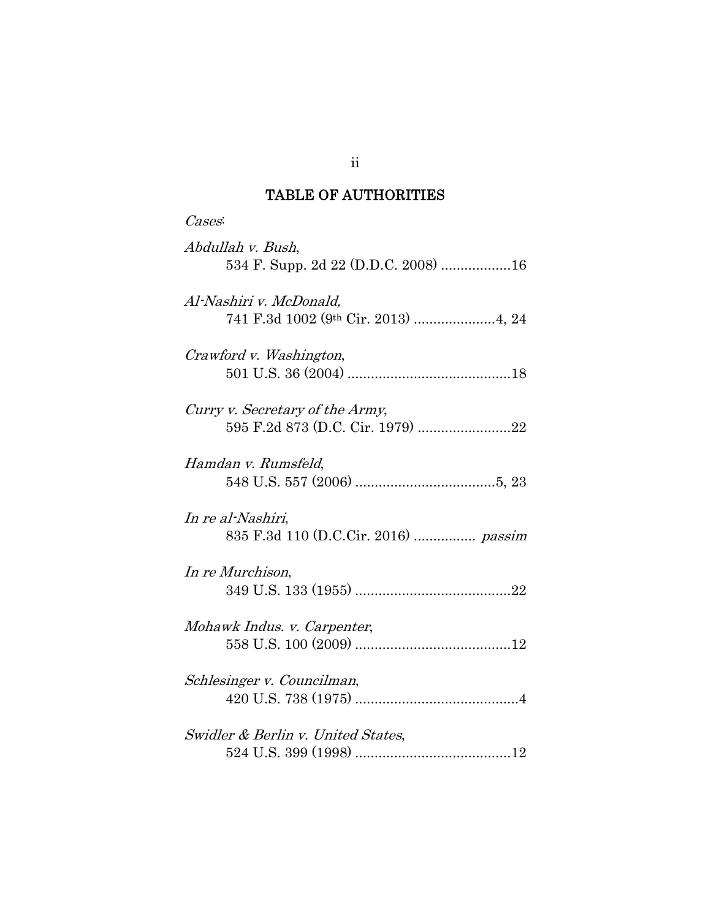## TABLE OF AUTHORITIES

*Cases*:

*Abdullah v. Bush*,
534 F. Supp. 2d 22 (D.D.C. 2008) ..................16

*Al-Nashiri v. McDonald,*
741 F.3d 1002 (9th Cir. 2013) .....................4, 24

*Crawford v. Washington*,
501 U.S. 36 (2004) ..........................................18

*Curry v. Secretary of the Army*,
595 F.2d 873 (D.C. Cir. 1979) ........................22

*Hamdan v. Rumsfeld*,
548 U.S. 557 (2006) ....................................5, 23

*In re al-Nashiri*,
835 F.3d 110 (D.C.Cir. 2016) ................ *passim*

*In re Murchison*,
349 U.S. 133 (1955) ........................................22

*Mohawk Indus. v. Carpenter*,
558 U.S. 100 (2009) ........................................12

*Schlesinger v. Councilman*,
420 U.S. 738 (1975) ..........................................4

*Swidler & Berlin v. United States*,
524 U.S. 399 (1998) ........................................12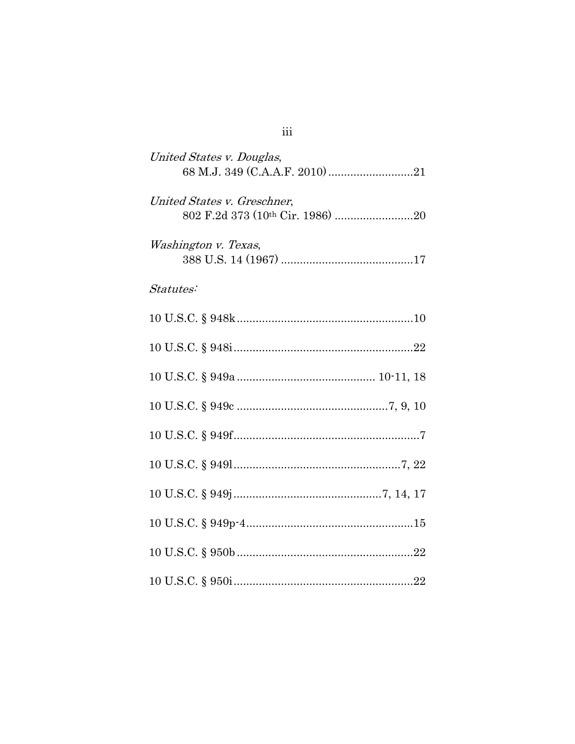*United States v. Douglas*,
68 M.J. 349 (C.A.A.F. 2010) ..........................21

*United States v. Greschner*,
802 F.2d 373 (10th Cir. 1986) ........................20

*Washington v. Texas*,
388 U.S. 14 (1967) .........................................17

*Statutes:*

10 U.S.C. § 948k.......................................................10

10 U.S.C. § 948i........................................................22

10 U.S.C. § 949a .......................................... 10-11, 18

10 U.S.C. § 949c ...............................................7, 9, 10

10 U.S.C. § 949f..........................................................7

10 U.S.C. § 949l....................................................7, 22

10 U.S.C. § 949j.............................................7, 14, 17

10 U.S.C. § 949p-4....................................................15

10 U.S.C. § 950b .......................................................22

10 U.S.C. § 950i........................................................22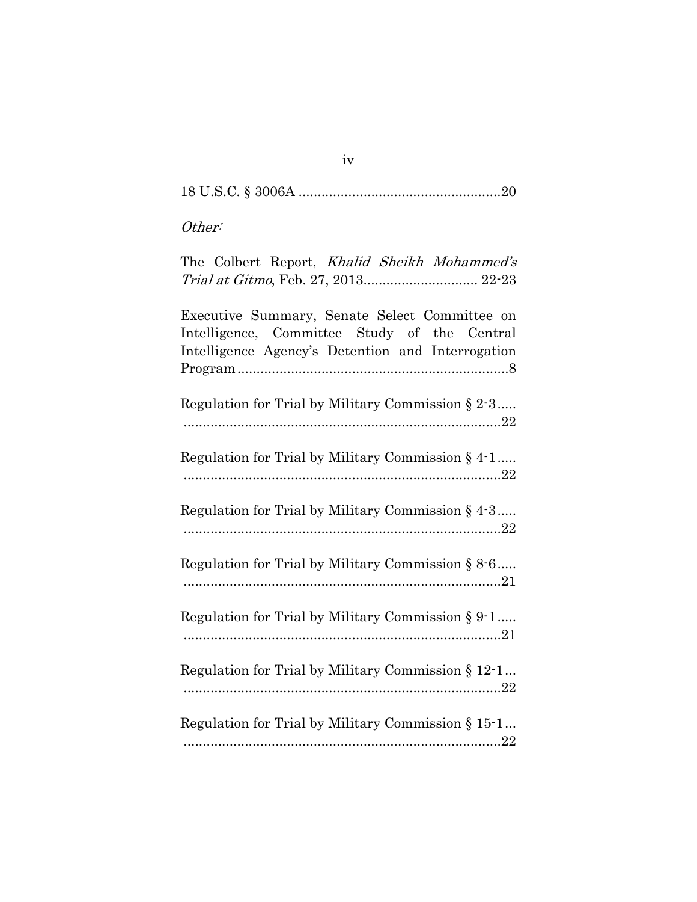18 U.S.C. § 3006A ....................................................20

*Other:*

The Colbert Report, *Khalid Sheikh Mohammed's Trial at Gitmo*, Feb. 27, 2013............................. 22-23

Executive Summary, Senate Select Committee on Intelligence, Committee Study of the Central Intelligence Agency's Detention and Interrogation Program......................................................................8

Regulation for Trial by Military Commission § 2-3..... ....................................................................................22

Regulation for Trial by Military Commission § 4-1..... ....................................................................................22

Regulation for Trial by Military Commission § 4-3..... ....................................................................................22

Regulation for Trial by Military Commission § 8-6..... ....................................................................................21

Regulation for Trial by Military Commission § 9-1..... ....................................................................................21

Regulation for Trial by Military Commission § 12-1... ....................................................................................22

Regulation for Trial by Military Commission § 15-1... ....................................................................................22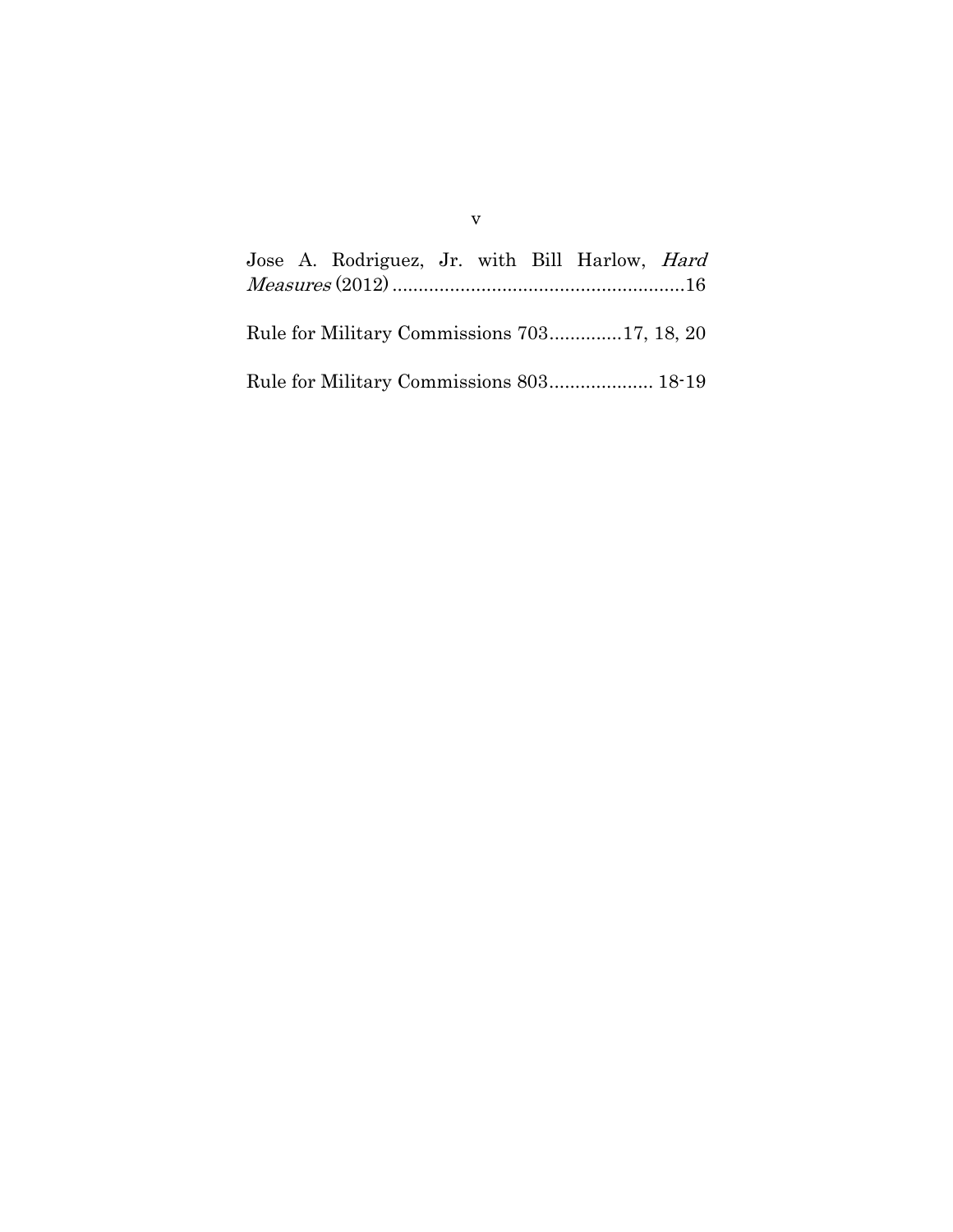Jose A. Rodriguez, Jr. with Bill Harlow, *Hard Measures* (2012) ........................................................16

Rule for Military Commissions 703.............17, 18, 20

Rule for Military Commissions 803.................... 18-19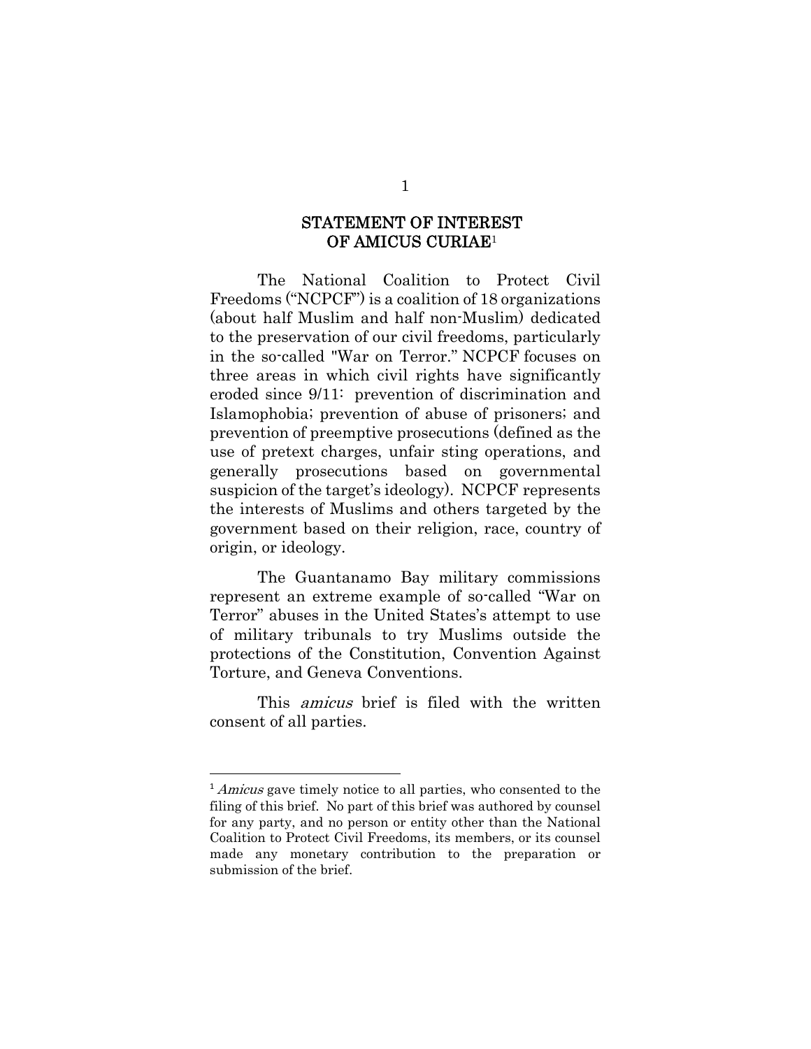## STATEMENT OF INTEREST OF AMICUS CURIAE[1]

The National Coalition to Protect Civil Freedoms ("NCPCF") is a coalition of 18 organizations (about half Muslim and half non-Muslim) dedicated to the preservation of our civil freedoms, particularly in the so-called "War on Terror." NCPCF focuses on three areas in which civil rights have significantly eroded since 9/11: prevention of discrimination and Islamophobia; prevention of abuse of prisoners; and prevention of preemptive prosecutions (defined as the use of pretext charges, unfair sting operations, and generally prosecutions based on governmental suspicion of the target's ideology). NCPCF represents the interests of Muslims and others targeted by the government based on their religion, race, country of origin, or ideology.

The Guantanamo Bay military commissions represent an extreme example of so-called "War on Terror" abuses in the United States's attempt to use of military tribunals to try Muslims outside the protections of the Constitution, Convention Against Torture, and Geneva Conventions.

This *amicus* brief is filed with the written consent of all parties.

---

[1] *Amicus* gave timely notice to all parties, who consented to the filing of this brief. No part of this brief was authored by counsel for any party, and no person or entity other than the National Coalition to Protect Civil Freedoms, its members, or its counsel made any monetary contribution to the preparation or submission of the brief.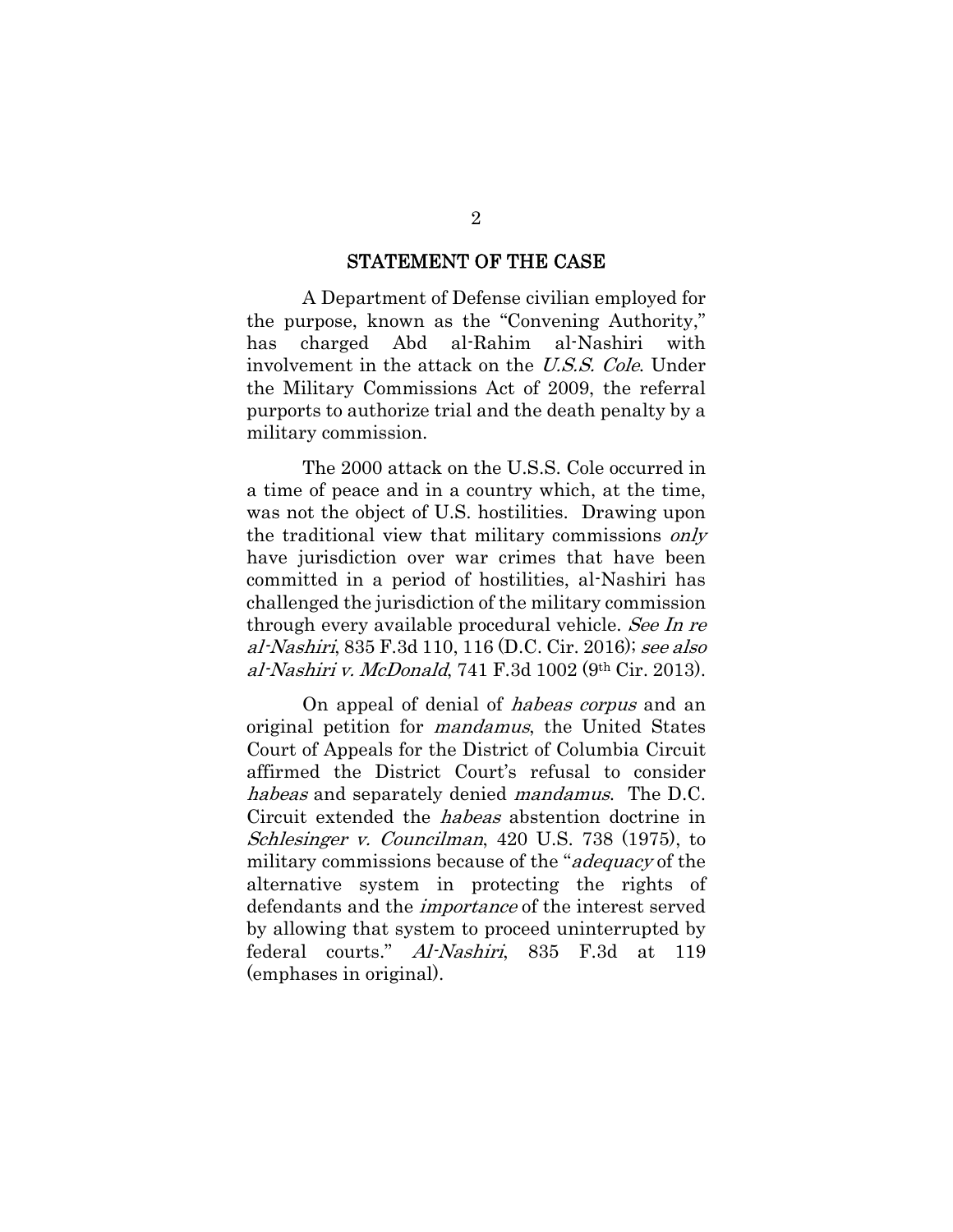## STATEMENT OF THE CASE

A Department of Defense civilian employed for the purpose, known as the "Convening Authority," has charged Abd al-Rahim al-Nashiri with involvement in the attack on the *U.S.S. Cole*. Under the Military Commissions Act of 2009, the referral purports to authorize trial and the death penalty by a military commission.

The 2000 attack on the U.S.S. Cole occurred in a time of peace and in a country which, at the time, was not the object of U.S. hostilities. Drawing upon the traditional view that military commissions *only* have jurisdiction over war crimes that have been committed in a period of hostilities, al-Nashiri has challenged the jurisdiction of the military commission through every available procedural vehicle. *See In re al-Nashiri*, 835 F.3d 110, 116 (D.C. Cir. 2016); *see also al-Nashiri v. McDonald*, 741 F.3d 1002 (9th Cir. 2013).

On appeal of denial of *habeas corpus* and an original petition for *mandamus*, the United States Court of Appeals for the District of Columbia Circuit affirmed the District Court's refusal to consider *habeas* and separately denied *mandamus*. The D.C. Circuit extended the *habeas* abstention doctrine in *Schlesinger v. Councilman*, 420 U.S. 738 (1975), to military commissions because of the "*adequacy* of the alternative system in protecting the rights of defendants and the *importance* of the interest served by allowing that system to proceed uninterrupted by federal courts." *Al-Nashiri*, 835 F.3d at 119 (emphases in original).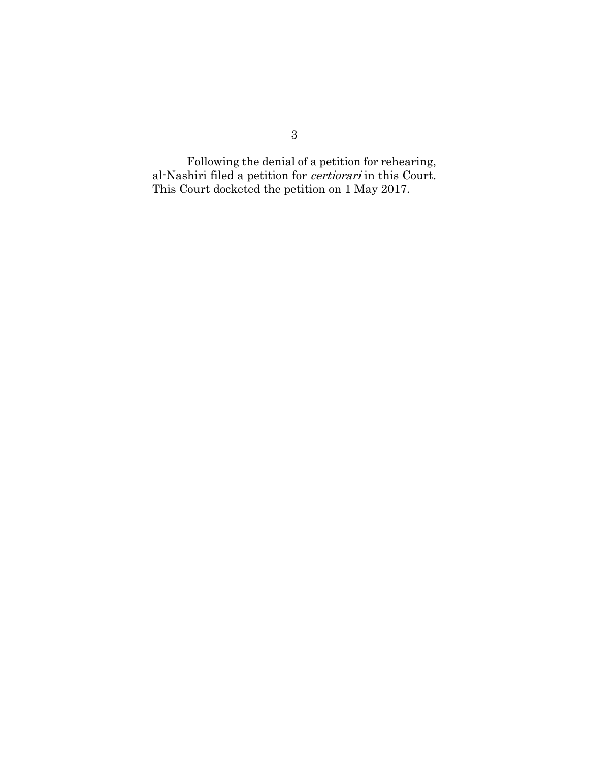Following the denial of a petition for rehearing, al-Nashiri filed a petition for *certiorari* in this Court. This Court docketed the petition on 1 May 2017.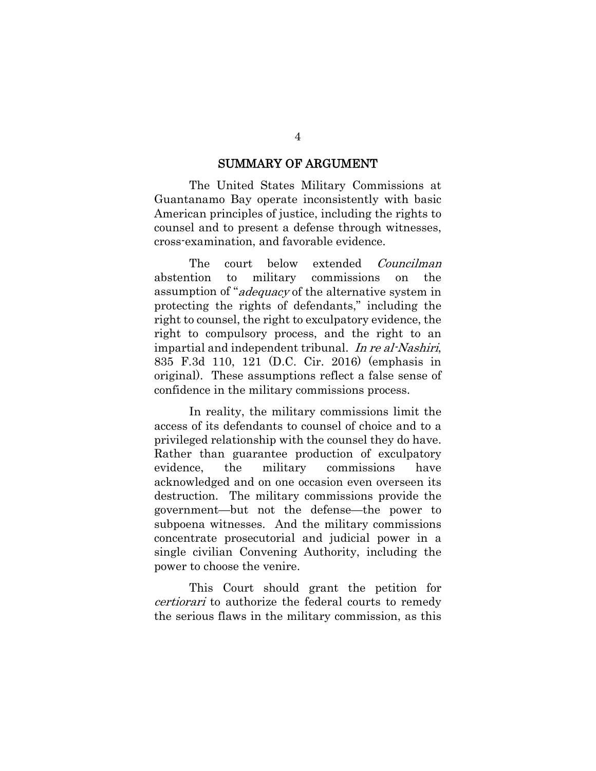## SUMMARY OF ARGUMENT

The United States Military Commissions at Guantanamo Bay operate inconsistently with basic American principles of justice, including the rights to counsel and to present a defense through witnesses, cross-examination, and favorable evidence.

The court below extended *Councilman* abstention to military commissions on the assumption of "*adequacy* of the alternative system in protecting the rights of defendants," including the right to counsel, the right to exculpatory evidence, the right to compulsory process, and the right to an impartial and independent tribunal. *In re al-Nashiri*, 835 F.3d 110, 121 (D.C. Cir. 2016) (emphasis in original). These assumptions reflect a false sense of confidence in the military commissions process.

In reality, the military commissions limit the access of its defendants to counsel of choice and to a privileged relationship with the counsel they do have. Rather than guarantee production of exculpatory evidence, the military commissions have acknowledged and on one occasion even overseen its destruction. The military commissions provide the government—but not the defense—the power to subpoena witnesses. And the military commissions concentrate prosecutorial and judicial power in a single civilian Convening Authority, including the power to choose the venire.

This Court should grant the petition for *certiorari* to authorize the federal courts to remedy the serious flaws in the military commission, as this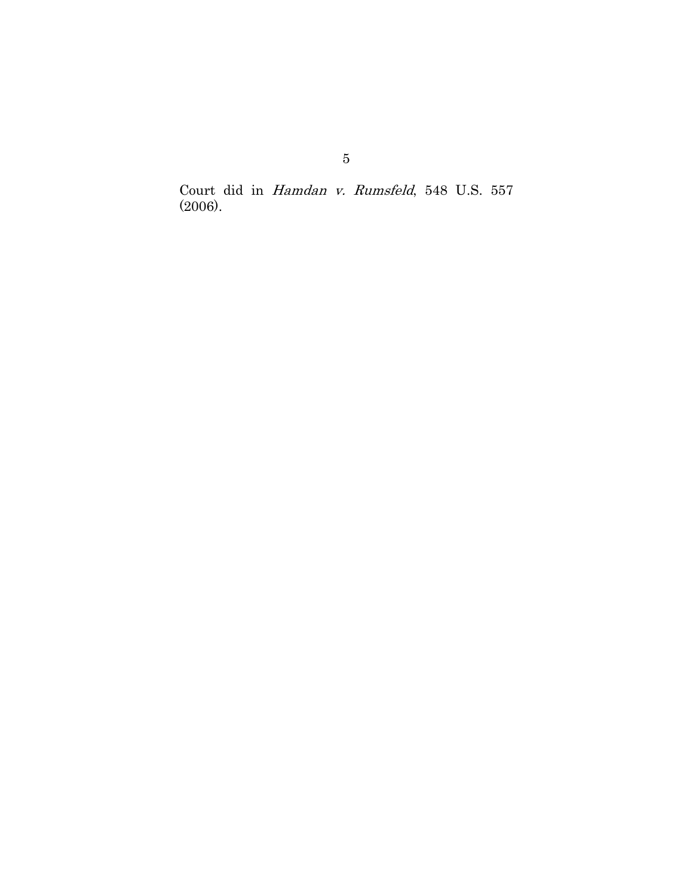Court did in *Hamdan v. Rumsfeld*, 548 U.S. 557 (2006).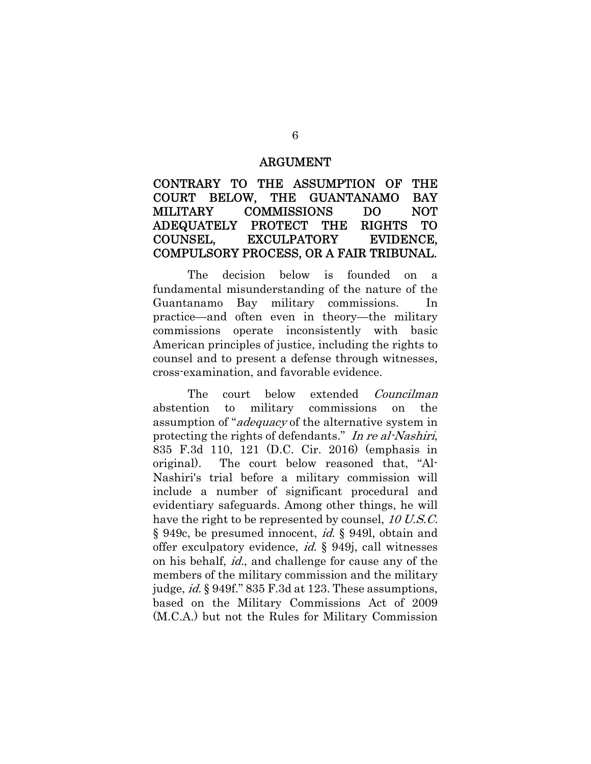## ARGUMENT

### CONTRARY TO THE ASSUMPTION OF THE COURT BELOW, THE GUANTANAMO BAY MILITARY COMMISSIONS DO NOT ADEQUATELY PROTECT THE RIGHTS TO COUNSEL, EXCULPATORY EVIDENCE, COMPULSORY PROCESS, OR A FAIR TRIBUNAL.

The decision below is founded on a fundamental misunderstanding of the nature of the Guantanamo Bay military commissions. In practice—and often even in theory—the military commissions operate inconsistently with basic American principles of justice, including the rights to counsel and to present a defense through witnesses, cross-examination, and favorable evidence.

The court below extended *Councilman* abstention to military commissions on the assumption of "*adequacy* of the alternative system in protecting the rights of defendants." *In re al-Nashiri*, 835 F.3d 110, 121 (D.C. Cir. 2016) (emphasis in original). The court below reasoned that, "Al-Nashiri's trial before a military commission will include a number of significant procedural and evidentiary safeguards. Among other things, he will have the right to be represented by counsel, *10 U.S.C.* § 949c, be presumed innocent, *id.* § 949l, obtain and offer exculpatory evidence, *id.* § 949j, call witnesses on his behalf, *id.*, and challenge for cause any of the members of the military commission and the military judge, *id.* § 949f." 835 F.3d at 123. These assumptions, based on the Military Commissions Act of 2009 (M.C.A.) but not the Rules for Military Commission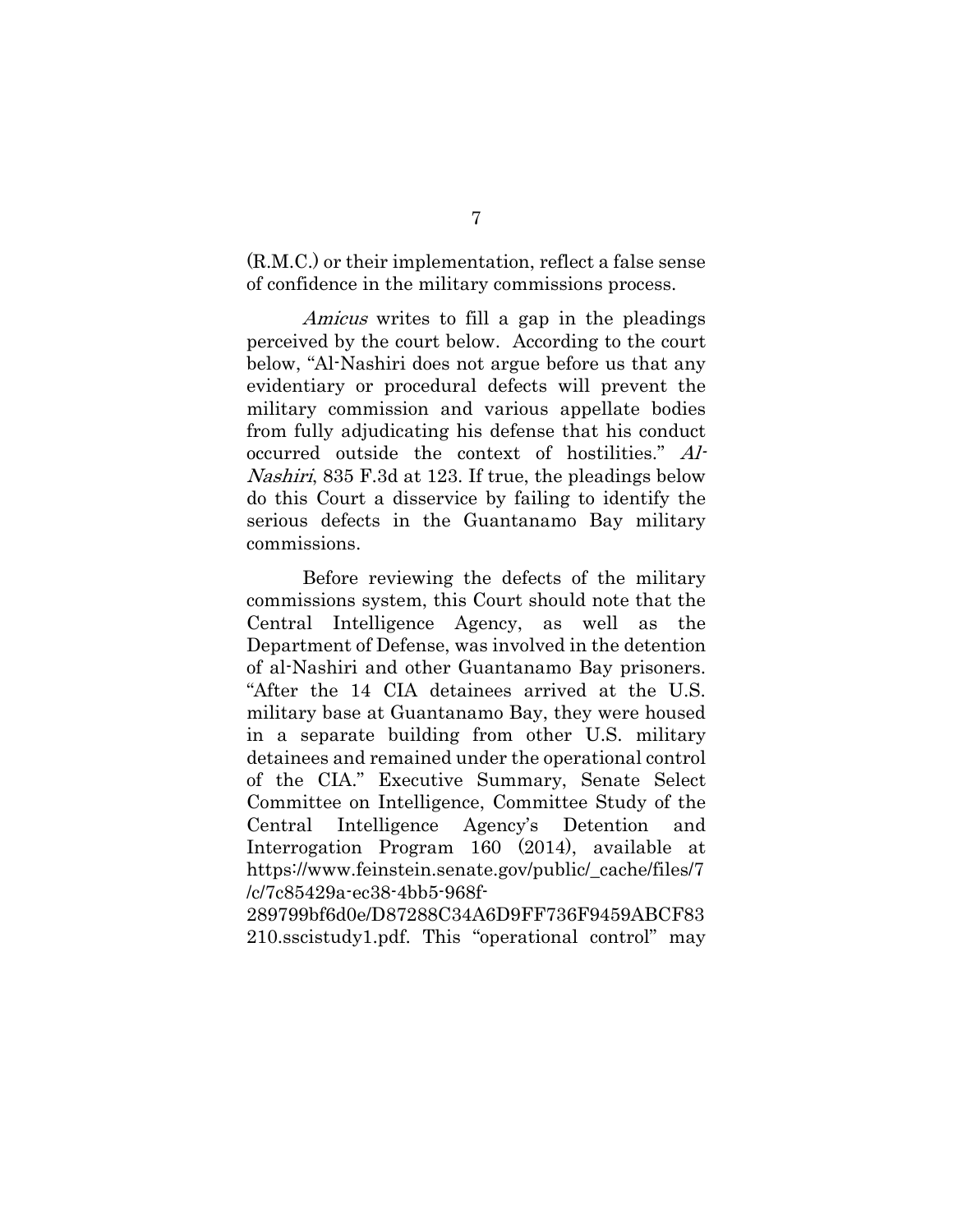(R.M.C.) or their implementation, reflect a false sense of confidence in the military commissions process.

*Amicus* writes to fill a gap in the pleadings perceived by the court below. According to the court below, "Al-Nashiri does not argue before us that any evidentiary or procedural defects will prevent the military commission and various appellate bodies from fully adjudicating his defense that his conduct occurred outside the context of hostilities." *Al-Nashiri*, 835 F.3d at 123. If true, the pleadings below do this Court a disservice by failing to identify the serious defects in the Guantanamo Bay military commissions.

Before reviewing the defects of the military commissions system, this Court should note that the Central Intelligence Agency, as well as the Department of Defense, was involved in the detention of al-Nashiri and other Guantanamo Bay prisoners. "After the 14 CIA detainees arrived at the U.S. military base at Guantanamo Bay, they were housed in a separate building from other U.S. military detainees and remained under the operational control of the CIA." Executive Summary, Senate Select Committee on Intelligence, Committee Study of the Central Intelligence Agency's Detention and Interrogation Program 160 (2014), available at https://www.feinstein.senate.gov/public/_cache/files/7/c/7c85429a-ec38-4bb5-968f-289799bf6d0e/D87288C34A6D9FF736F9459ABCF83210.sscistudy1.pdf. This "operational control" may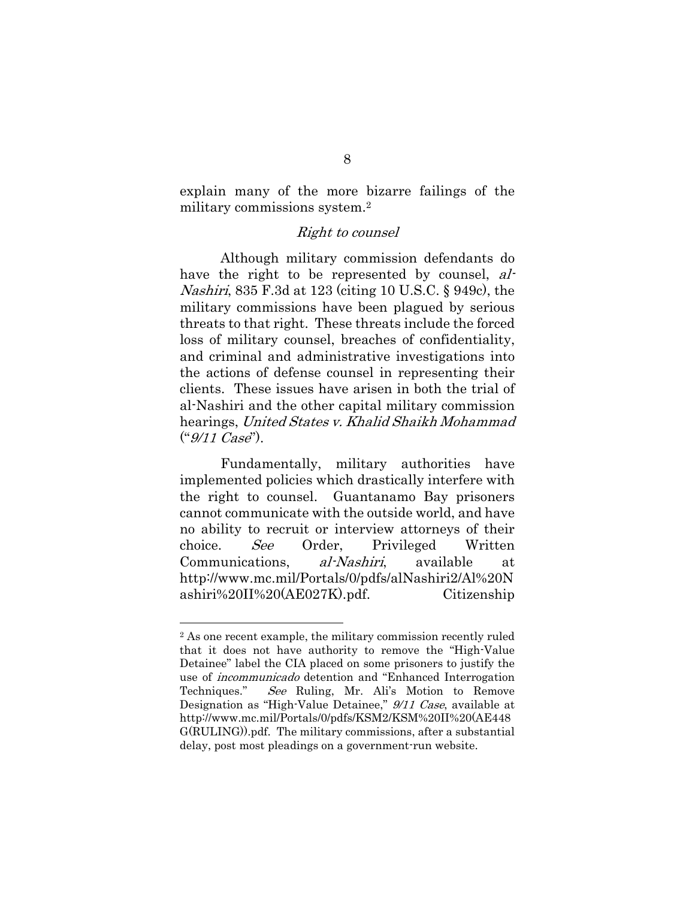explain many of the more bizarre failings of the military commissions system.[2]

*Right to counsel*

Although military commission defendants do have the right to be represented by counsel, *al-Nashiri*, 835 F.3d at 123 (citing 10 U.S.C. § 949c), the military commissions have been plagued by serious threats to that right. These threats include the forced loss of military counsel, breaches of confidentiality, and criminal and administrative investigations into the actions of defense counsel in representing their clients. These issues have arisen in both the trial of al-Nashiri and the other capital military commission hearings, *United States v. Khalid Shaikh Mohammad* ("*9/11 Case*").

Fundamentally, military authorities have implemented policies which drastically interfere with the right to counsel. Guantanamo Bay prisoners cannot communicate with the outside world, and have no ability to recruit or interview attorneys of their choice. *See* Order, Privileged Written Communications, *al-Nashiri*, available at http://www.mc.mil/Portals/0/pdfs/alNashiri2/Al%20Nashiri%20II%20(AE027K).pdf. Citizenship

---

[2] As one recent example, the military commission recently ruled that it does not have authority to remove the "High-Value Detainee" label the CIA placed on some prisoners to justify the use of *incommunicado* detention and "Enhanced Interrogation Techniques." *See* Ruling, Mr. Ali's Motion to Remove Designation as "High-Value Detainee," *9/11 Case*, available at http://www.mc.mil/Portals/0/pdfs/KSM2/KSM%20II%20(AE448G(RULING)).pdf. The military commissions, after a substantial delay, post most pleadings on a government-run website.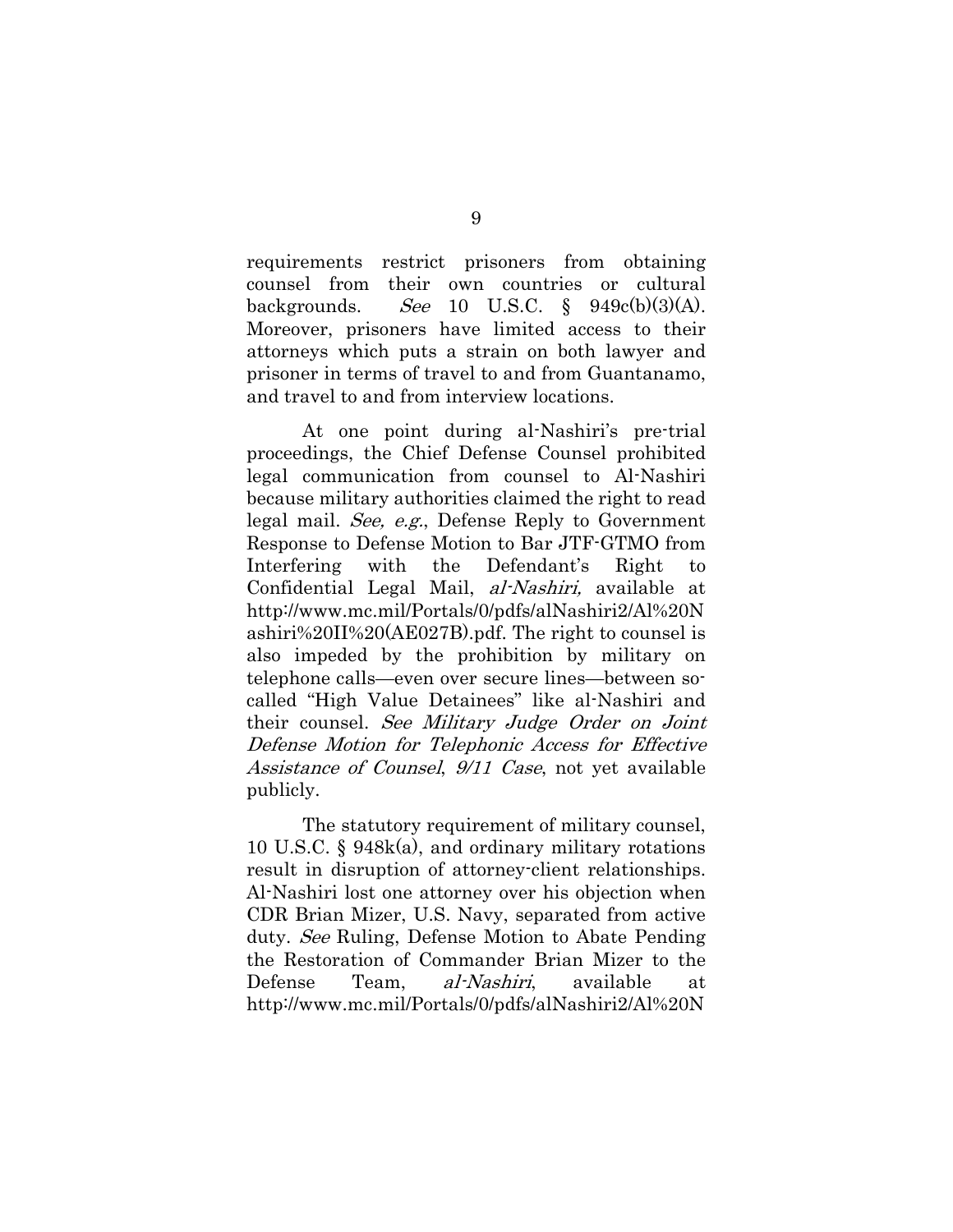requirements restrict prisoners from obtaining counsel from their own countries or cultural backgrounds. *See* 10 U.S.C. § 949c(b)(3)(A). Moreover, prisoners have limited access to their attorneys which puts a strain on both lawyer and prisoner in terms of travel to and from Guantanamo, and travel to and from interview locations.

At one point during al-Nashiri's pre-trial proceedings, the Chief Defense Counsel prohibited legal communication from counsel to Al-Nashiri because military authorities claimed the right to read legal mail. *See, e.g.*, Defense Reply to Government Response to Defense Motion to Bar JTF-GTMO from Interfering with the Defendant's Right to Confidential Legal Mail, *al-Nashiri,* available at http://www.mc.mil/Portals/0/pdfs/alNashiri2/Al%20Nashiri%20II%20(AE027B).pdf. The right to counsel is also impeded by the prohibition by military on telephone calls—even over secure lines—between so-called "High Value Detainees" like al-Nashiri and their counsel. *See Military Judge Order on Joint Defense Motion for Telephonic Access for Effective Assistance of Counsel*, *9/11 Case*, not yet available publicly.

The statutory requirement of military counsel, 10 U.S.C. § 948k(a), and ordinary military rotations result in disruption of attorney-client relationships. Al-Nashiri lost one attorney over his objection when CDR Brian Mizer, U.S. Navy, separated from active duty. *See* Ruling, Defense Motion to Abate Pending the Restoration of Commander Brian Mizer to the Defense Team, *al-Nashiri*, available at http://www.mc.mil/Portals/0/pdfs/alNashiri2/Al%20N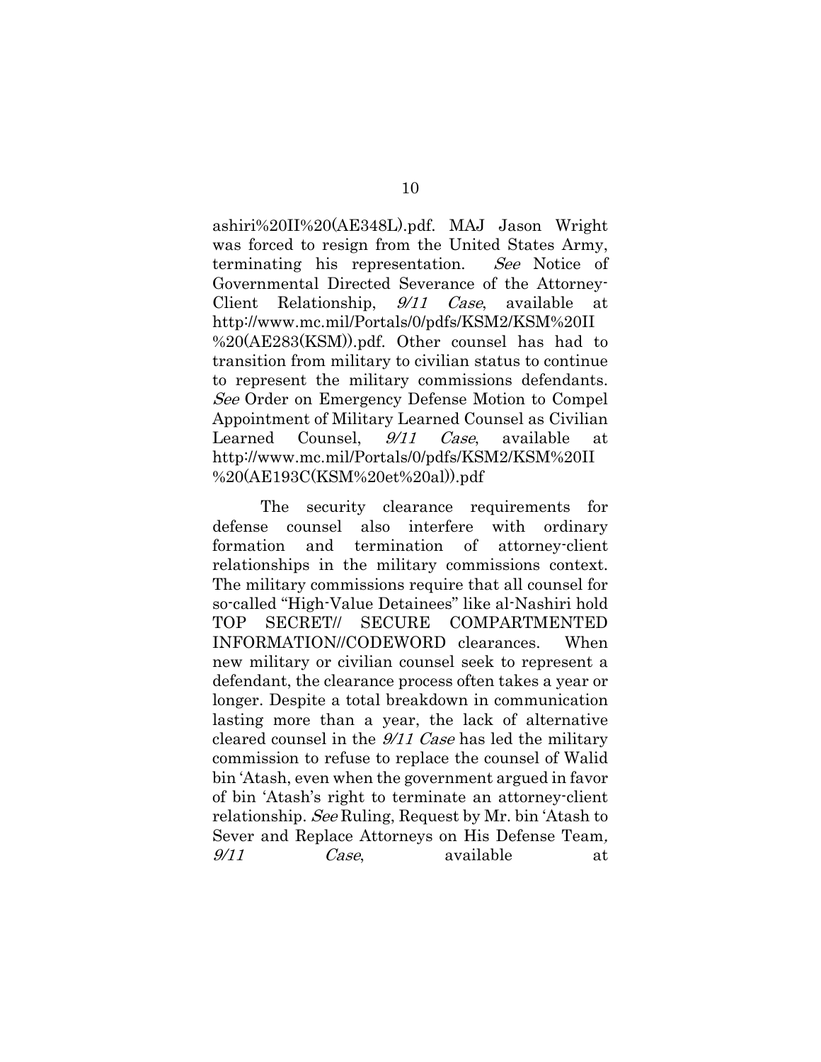ashiri%20II%20(AE348L).pdf. MAJ Jason Wright was forced to resign from the United States Army, terminating his representation. *See* Notice of Governmental Directed Severance of the Attorney-Client Relationship, *9/11 Case*, available at http://www.mc.mil/Portals/0/pdfs/KSM2/KSM%20II %20(AE283(KSM)).pdf. Other counsel has had to transition from military to civilian status to continue to represent the military commissions defendants. *See* Order on Emergency Defense Motion to Compel Appointment of Military Learned Counsel as Civilian Learned Counsel, *9/11 Case*, available at http://www.mc.mil/Portals/0/pdfs/KSM2/KSM%20II %20(AE193C(KSM%20et%20al)).pdf

The security clearance requirements for defense counsel also interfere with ordinary formation and termination of attorney-client relationships in the military commissions context. The military commissions require that all counsel for so-called "High-Value Detainees" like al-Nashiri hold TOP SECRET// SECURE COMPARTMENTED INFORMATION//CODEWORD clearances. When new military or civilian counsel seek to represent a defendant, the clearance process often takes a year or longer. Despite a total breakdown in communication lasting more than a year, the lack of alternative cleared counsel in the *9/11 Case* has led the military commission to refuse to replace the counsel of Walid bin 'Atash, even when the government argued in favor of bin 'Atash's right to terminate an attorney-client relationship. *See* Ruling, Request by Mr. bin 'Atash to Sever and Replace Attorneys on His Defense Team, *9/11 Case*, available at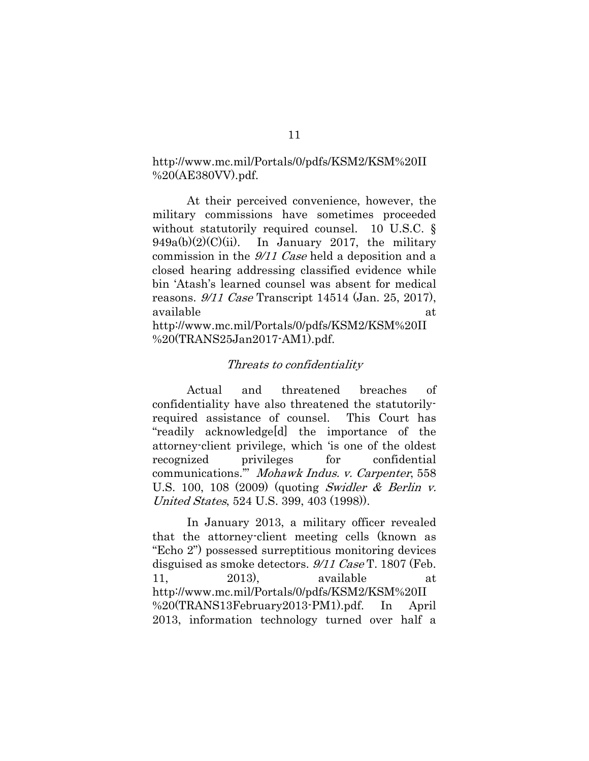http://www.mc.mil/Portals/0/pdfs/KSM2/KSM%20II %20(AE380VV).pdf.

At their perceived convenience, however, the military commissions have sometimes proceeded without statutorily required counsel. 10 U.S.C. § 949a(b)(2)(C)(ii). In January 2017, the military commission in the *9/11 Case* held a deposition and a closed hearing addressing classified evidence while bin 'Atash's learned counsel was absent for medical reasons. *9/11 Case* Transcript 14514 (Jan. 25, 2017), available at http://www.mc.mil/Portals/0/pdfs/KSM2/KSM%20II %20(TRANS25Jan2017-AM1).pdf.

*Threats to confidentiality*

Actual and threatened breaches of confidentiality have also threatened the statutorily-required assistance of counsel. This Court has "readily acknowledge[d] the importance of the attorney-client privilege, which 'is one of the oldest recognized privileges for confidential communications.'" *Mohawk Indus. v. Carpenter*, 558 U.S. 100, 108 (2009) (quoting *Swidler & Berlin v. United States*, 524 U.S. 399, 403 (1998)).

In January 2013, a military officer revealed that the attorney-client meeting cells (known as "Echo 2") possessed surreptitious monitoring devices disguised as smoke detectors. *9/11 Case* T. 1807 (Feb. 11, 2013), available at http://www.mc.mil/Portals/0/pdfs/KSM2/KSM%20II %20(TRANS13February2013-PM1).pdf. In April 2013, information technology turned over half a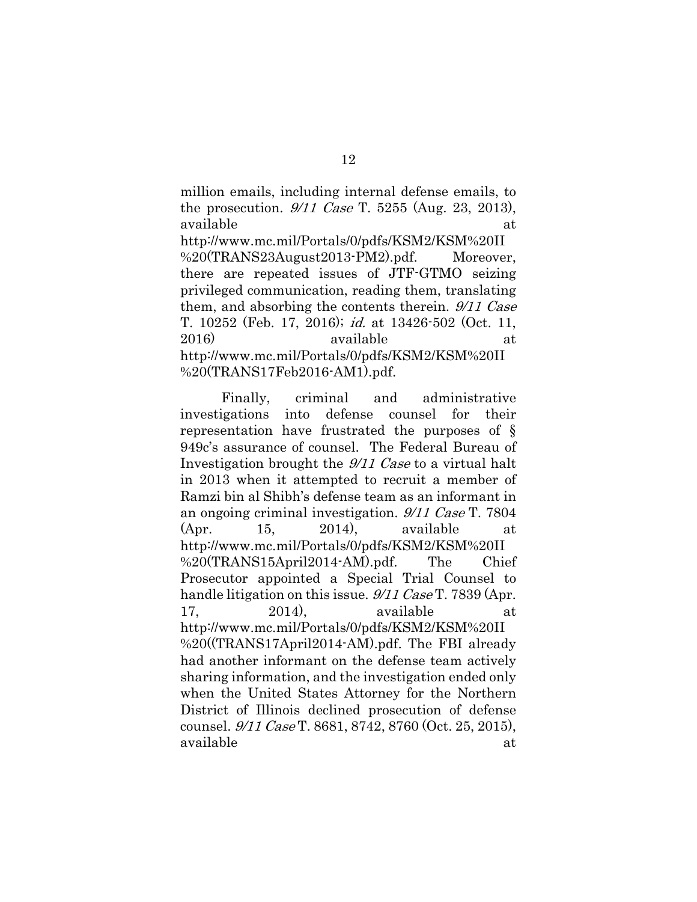million emails, including internal defense emails, to the prosecution. *9/11 Case* T. 5255 (Aug. 23, 2013), available at http://www.mc.mil/Portals/0/pdfs/KSM2/KSM%20II%20(TRANS23August2013-PM2).pdf. Moreover, there are repeated issues of JTF-GTMO seizing privileged communication, reading them, translating them, and absorbing the contents therein. *9/11 Case* T. 10252 (Feb. 17, 2016); *id.* at 13426-502 (Oct. 11, 2016) available at http://www.mc.mil/Portals/0/pdfs/KSM2/KSM%20II%20(TRANS17Feb2016-AM1).pdf.

Finally, criminal and administrative investigations into defense counsel for their representation have frustrated the purposes of § 949c's assurance of counsel. The Federal Bureau of Investigation brought the *9/11 Case* to a virtual halt in 2013 when it attempted to recruit a member of Ramzi bin al Shibh's defense team as an informant in an ongoing criminal investigation. *9/11 Case* T. 7804 (Apr. 15, 2014), available at http://www.mc.mil/Portals/0/pdfs/KSM2/KSM%20II%20(TRANS15April2014-AM).pdf. The Chief Prosecutor appointed a Special Trial Counsel to handle litigation on this issue. *9/11 Case* T. 7839 (Apr. 17, 2014), available at http://www.mc.mil/Portals/0/pdfs/KSM2/KSM%20II%20((TRANS17April2014-AM).pdf. The FBI already had another informant on the defense team actively sharing information, and the investigation ended only when the United States Attorney for the Northern District of Illinois declined prosecution of defense counsel. *9/11 Case* T. 8681, 8742, 8760 (Oct. 25, 2015), available at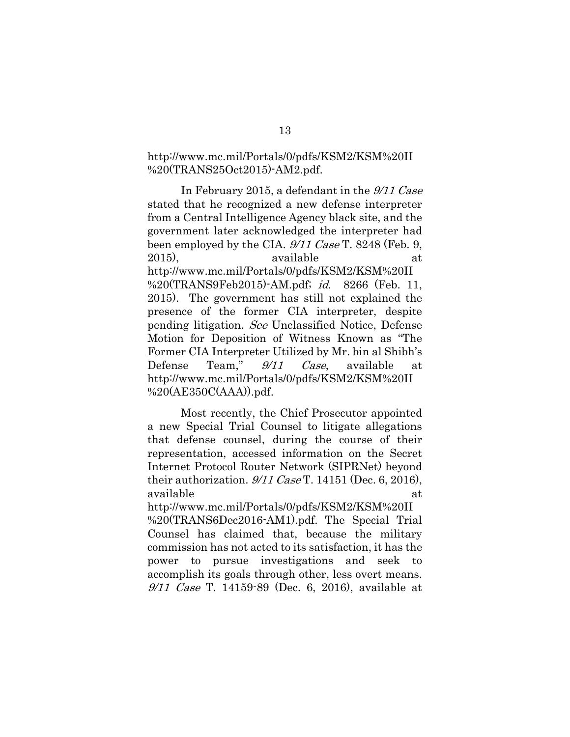http://www.mc.mil/Portals/0/pdfs/KSM2/KSM%20II%20(TRANS25Oct2015)-AM2.pdf.

In February 2015, a defendant in the *9/11 Case* stated that he recognized a new defense interpreter from a Central Intelligence Agency black site, and the government later acknowledged the interpreter had been employed by the CIA. *9/11 Case* T. 8248 (Feb. 9, 2015), available at http://www.mc.mil/Portals/0/pdfs/KSM2/KSM%20II%20(TRANS9Feb2015)-AM.pdf; *id.* 8266 (Feb. 11, 2015). The government has still not explained the presence of the former CIA interpreter, despite pending litigation. *See* Unclassified Notice, Defense Motion for Deposition of Witness Known as "The Former CIA Interpreter Utilized by Mr. bin al Shibh's Defense Team," *9/11 Case*, available at http://www.mc.mil/Portals/0/pdfs/KSM2/KSM%20II%20(AE350C(AAA)).pdf.

Most recently, the Chief Prosecutor appointed a new Special Trial Counsel to litigate allegations that defense counsel, during the course of their representation, accessed information on the Secret Internet Protocol Router Network (SIPRNet) beyond their authorization. *9/11 Case* T. 14151 (Dec. 6, 2016), available at http://www.mc.mil/Portals/0/pdfs/KSM2/KSM%20II%20(TRANS6Dec2016-AM1).pdf. The Special Trial Counsel has claimed that, because the military commission has not acted to its satisfaction, it has the power to pursue investigations and seek to accomplish its goals through other, less overt means. *9/11 Case* T. 14159-89 (Dec. 6, 2016), available at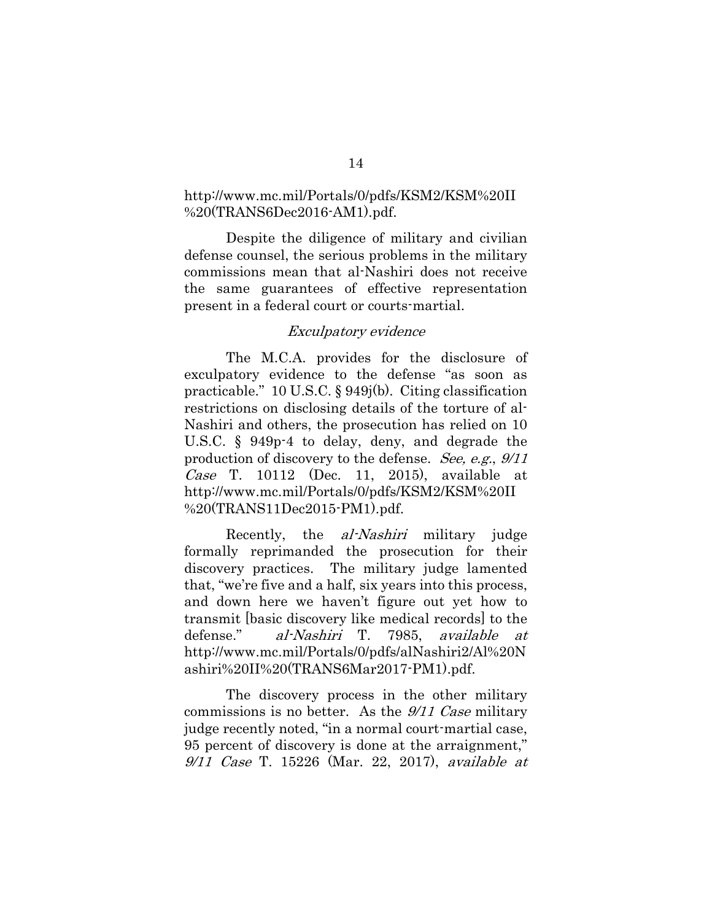http://www.mc.mil/Portals/0/pdfs/KSM2/KSM%20II%20(TRANS6Dec2016-AM1).pdf.

Despite the diligence of military and civilian defense counsel, the serious problems in the military commissions mean that al-Nashiri does not receive the same guarantees of effective representation present in a federal court or courts-martial.

*Exculpatory evidence*

The M.C.A. provides for the disclosure of exculpatory evidence to the defense "as soon as practicable." 10 U.S.C. § 949j(b). Citing classification restrictions on disclosing details of the torture of al-Nashiri and others, the prosecution has relied on 10 U.S.C. § 949p-4 to delay, deny, and degrade the production of discovery to the defense. *See, e.g.*, *9/11 Case* T. 10112 (Dec. 11, 2015), available at http://www.mc.mil/Portals/0/pdfs/KSM2/KSM%20II%20(TRANS11Dec2015-PM1).pdf.

Recently, the *al-Nashiri* military judge formally reprimanded the prosecution for their discovery practices. The military judge lamented that, "we're five and a half, six years into this process, and down here we haven't figure out yet how to transmit [basic discovery like medical records] to the defense." *al-Nashiri* T. 7985, *available at* http://www.mc.mil/Portals/0/pdfs/alNashiri2/Al%20Nashiri%20II%20(TRANS6Mar2017-PM1).pdf.

The discovery process in the other military commissions is no better. As the *9/11 Case* military judge recently noted, "in a normal court-martial case, 95 percent of discovery is done at the arraignment," *9/11 Case* T. 15226 (Mar. 22, 2017), *available at*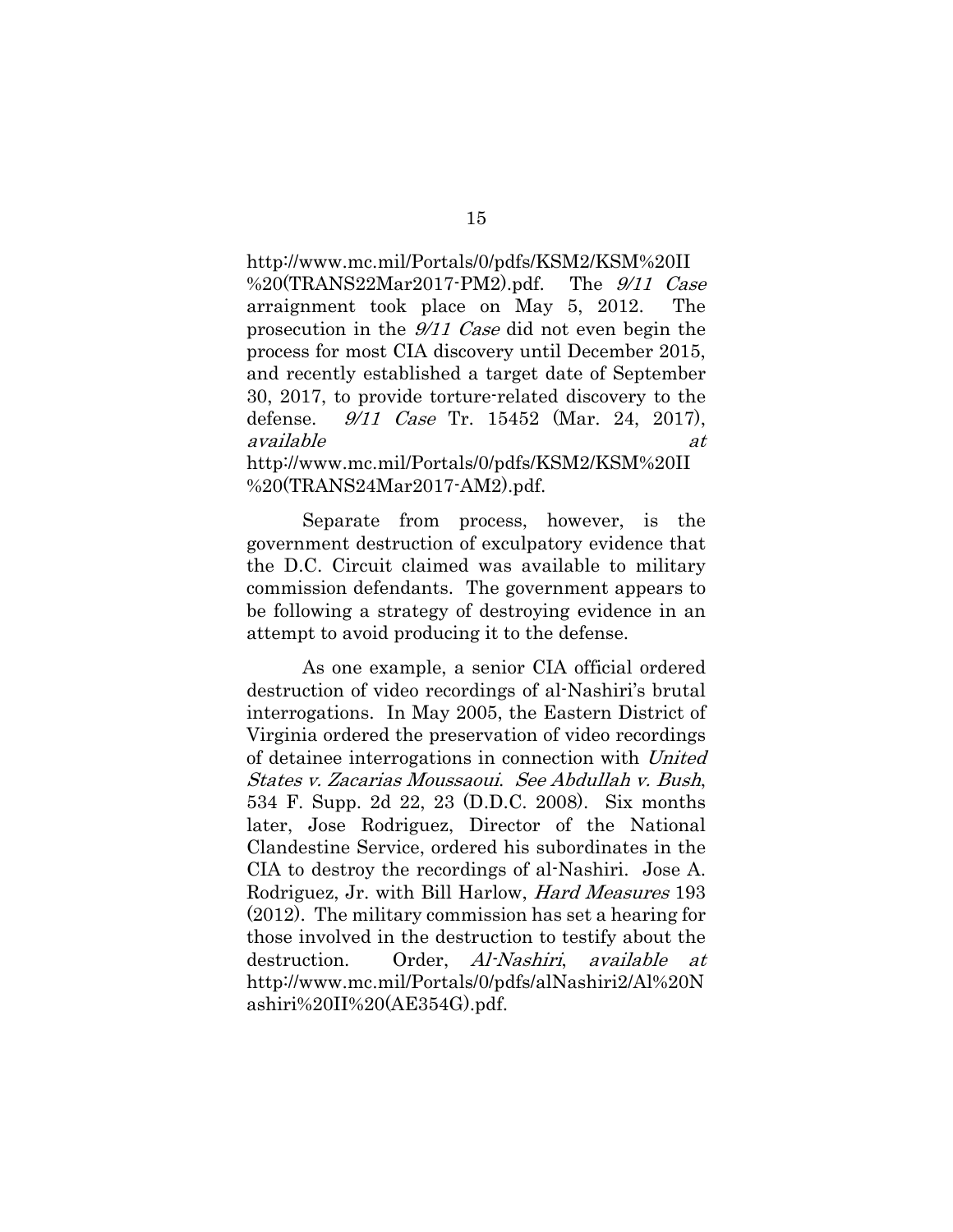http://www.mc.mil/Portals/0/pdfs/KSM2/KSM%20II%20(TRANS22Mar2017-PM2).pdf. The *9/11 Case* arraignment took place on May 5, 2012. The prosecution in the *9/11 Case* did not even begin the process for most CIA discovery until December 2015, and recently established a target date of September 30, 2017, to provide torture-related discovery to the defense. *9/11 Case* Tr. 15452 (Mar. 24, 2017), *available at* http://www.mc.mil/Portals/0/pdfs/KSM2/KSM%20II%20(TRANS24Mar2017-AM2).pdf.

Separate from process, however, is the government destruction of exculpatory evidence that the D.C. Circuit claimed was available to military commission defendants. The government appears to be following a strategy of destroying evidence in an attempt to avoid producing it to the defense.

As one example, a senior CIA official ordered destruction of video recordings of al-Nashiri's brutal interrogations. In May 2005, the Eastern District of Virginia ordered the preservation of video recordings of detainee interrogations in connection with *United States v. Zacarias Moussaoui*. *See Abdullah v. Bush*, 534 F. Supp. 2d 22, 23 (D.D.C. 2008). Six months later, Jose Rodriguez, Director of the National Clandestine Service, ordered his subordinates in the CIA to destroy the recordings of al-Nashiri. Jose A. Rodriguez, Jr. with Bill Harlow, *Hard Measures* 193 (2012). The military commission has set a hearing for those involved in the destruction to testify about the destruction. Order, *Al-Nashiri*, *available at* http://www.mc.mil/Portals/0/pdfs/alNashiri2/Al%20Nashiri%20II%20(AE354G).pdf.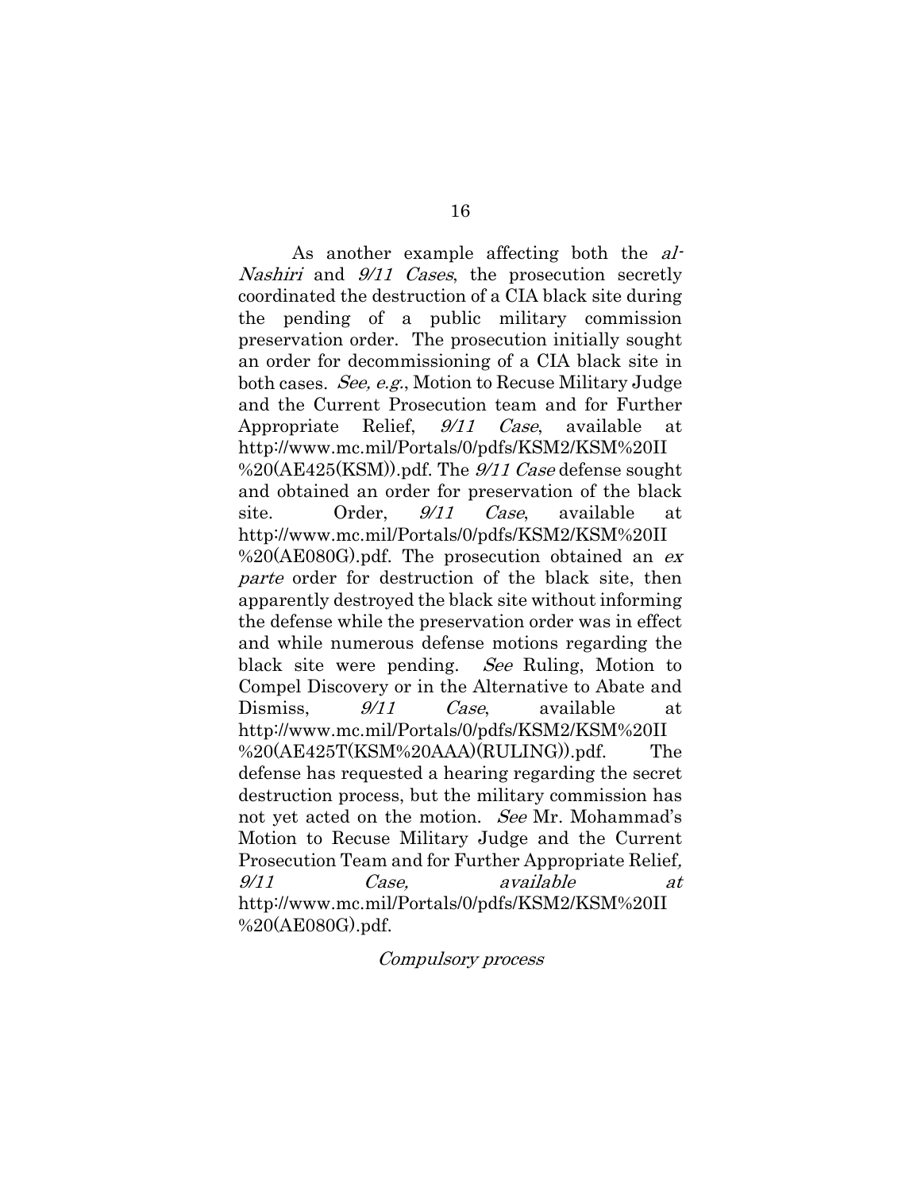As another example affecting both the *al-Nashiri* and *9/11 Cases*, the prosecution secretly coordinated the destruction of a CIA black site during the pending of a public military commission preservation order. The prosecution initially sought an order for decommissioning of a CIA black site in both cases. *See, e.g.*, Motion to Recuse Military Judge and the Current Prosecution team and for Further Appropriate Relief, *9/11 Case*, available at http://www.mc.mil/Portals/0/pdfs/KSM2/KSM%20II%20(AE425(KSM)).pdf. The *9/11 Case* defense sought and obtained an order for preservation of the black site. Order, *9/11 Case*, available at http://www.mc.mil/Portals/0/pdfs/KSM2/KSM%20II%20(AE080G).pdf. The prosecution obtained an *ex parte* order for destruction of the black site, then apparently destroyed the black site without informing the defense while the preservation order was in effect and while numerous defense motions regarding the black site were pending. *See* Ruling, Motion to Compel Discovery or in the Alternative to Abate and Dismiss, *9/11 Case*, available at http://www.mc.mil/Portals/0/pdfs/KSM2/KSM%20II%20(AE425T(KSM%20AAA)(RULING)).pdf. The defense has requested a hearing regarding the secret destruction process, but the military commission has not yet acted on the motion. *See* Mr. Mohammad's Motion to Recuse Military Judge and the Current Prosecution Team and for Further Appropriate Relief, *9/11 Case, available at* http://www.mc.mil/Portals/0/pdfs/KSM2/KSM%20II%20(AE080G).pdf.

*Compulsory process*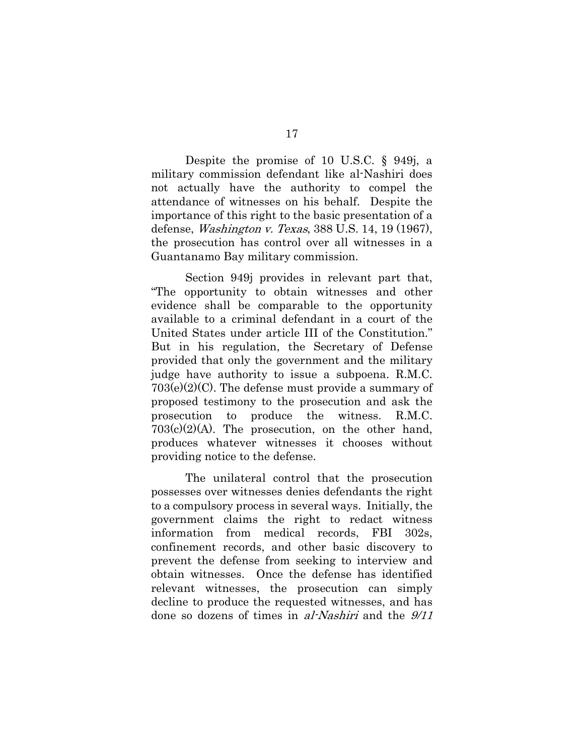Despite the promise of 10 U.S.C. § 949j, a military commission defendant like al-Nashiri does not actually have the authority to compel the attendance of witnesses on his behalf. Despite the importance of this right to the basic presentation of a defense, *Washington v. Texas*, 388 U.S. 14, 19 (1967), the prosecution has control over all witnesses in a Guantanamo Bay military commission.

Section 949j provides in relevant part that, "The opportunity to obtain witnesses and other evidence shall be comparable to the opportunity available to a criminal defendant in a court of the United States under article III of the Constitution." But in his regulation, the Secretary of Defense provided that only the government and the military judge have authority to issue a subpoena. R.M.C. 703(e)(2)(C). The defense must provide a summary of proposed testimony to the prosecution and ask the prosecution to produce the witness. R.M.C. 703(c)(2)(A). The prosecution, on the other hand, produces whatever witnesses it chooses without providing notice to the defense.

The unilateral control that the prosecution possesses over witnesses denies defendants the right to a compulsory process in several ways. Initially, the government claims the right to redact witness information from medical records, FBI 302s, confinement records, and other basic discovery to prevent the defense from seeking to interview and obtain witnesses. Once the defense has identified relevant witnesses, the prosecution can simply decline to produce the requested witnesses, and has done so dozens of times in *al-Nashiri* and the *9/11*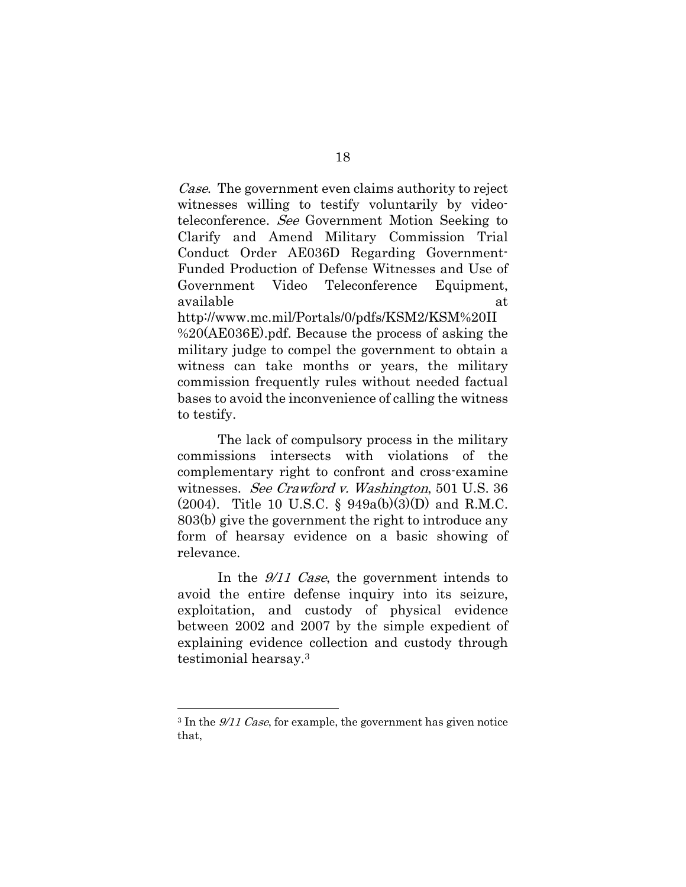*Case*. The government even claims authority to reject witnesses willing to testify voluntarily by video-teleconference. *See* Government Motion Seeking to Clarify and Amend Military Commission Trial Conduct Order AE036D Regarding Government-Funded Production of Defense Witnesses and Use of Government Video Teleconference Equipment, available at http://www.mc.mil/Portals/0/pdfs/KSM2/KSM%20II %20(AE036E).pdf. Because the process of asking the military judge to compel the government to obtain a witness can take months or years, the military commission frequently rules without needed factual bases to avoid the inconvenience of calling the witness to testify.

The lack of compulsory process in the military commissions intersects with violations of the complementary right to confront and cross-examine witnesses. *See Crawford v. Washington*, 501 U.S. 36 (2004). Title 10 U.S.C. § 949a(b)(3)(D) and R.M.C. 803(b) give the government the right to introduce any form of hearsay evidence on a basic showing of relevance.

In the *9/11 Case*, the government intends to avoid the entire defense inquiry into its seizure, exploitation, and custody of physical evidence between 2002 and 2007 by the simple expedient of explaining evidence collection and custody through testimonial hearsay.[3]

---

[3] In the *9/11 Case*, for example, the government has given notice that,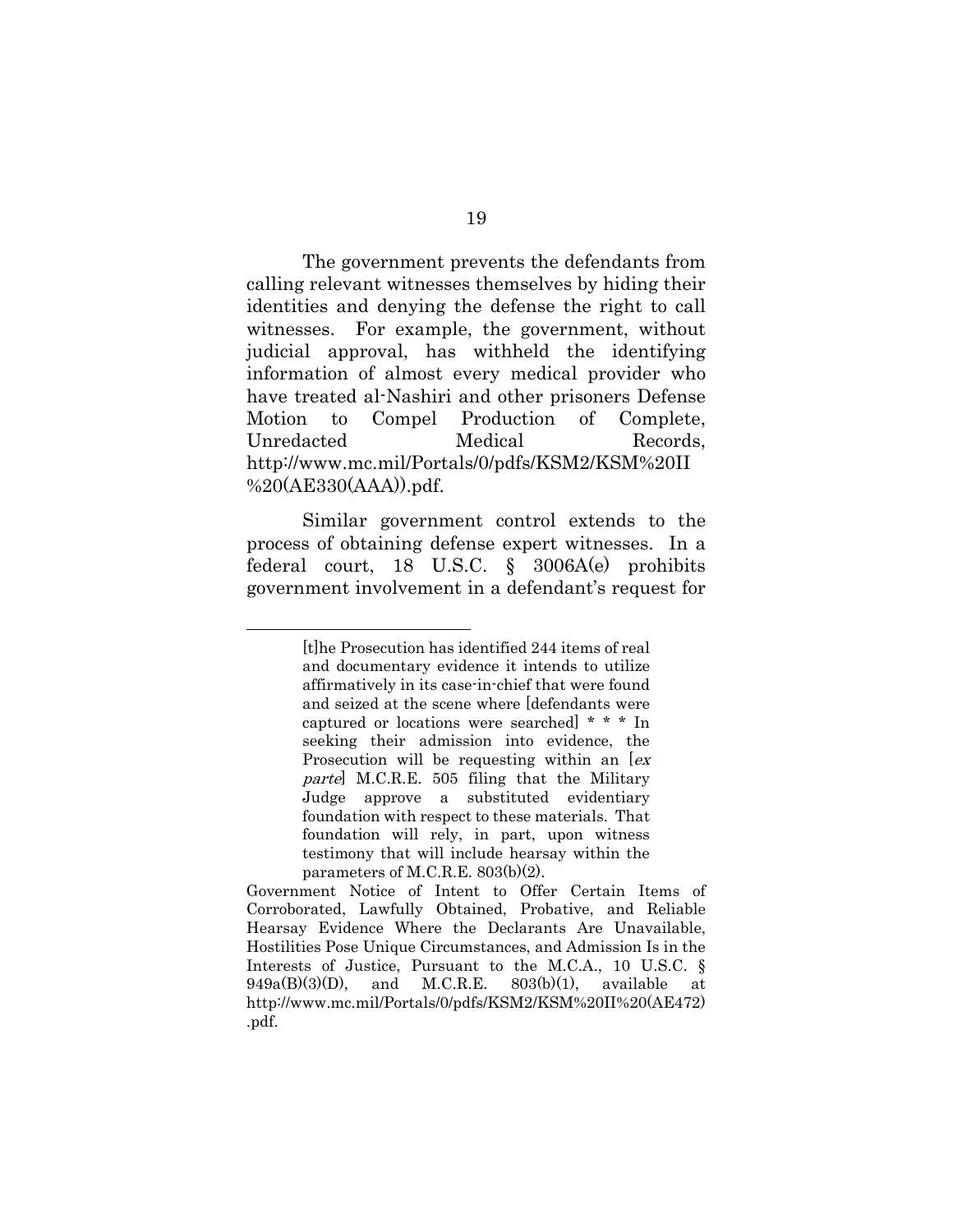The government prevents the defendants from calling relevant witnesses themselves by hiding their identities and denying the defense the right to call witnesses. For example, the government, without judicial approval, has withheld the identifying information of almost every medical provider who have treated al-Nashiri and other prisoners Defense Motion to Compel Production of Complete, Unredacted Medical Records, http://www.mc.mil/Portals/0/pdfs/KSM2/KSM%20II%20(AE330(AAA)).pdf.

Similar government control extends to the process of obtaining defense expert witnesses. In a federal court, 18 U.S.C. § 3006A(e) prohibits government involvement in a defendant's request for

---

> [t]he Prosecution has identified 244 items of real and documentary evidence it intends to utilize affirmatively in its case-in-chief that were found and seized at the scene where [defendants were captured or locations were searched] * * * In seeking their admission into evidence, the Prosecution will be requesting within an [*ex parte*] M.C.R.E. 505 filing that the Military Judge approve a substituted evidentiary foundation with respect to these materials. That foundation will rely, in part, upon witness testimony that will include hearsay within the parameters of M.C.R.E. 803(b)(2).

Government Notice of Intent to Offer Certain Items of Corroborated, Lawfully Obtained, Probative, and Reliable Hearsay Evidence Where the Declarants Are Unavailable, Hostilities Pose Unique Circumstances, and Admission Is in the Interests of Justice, Pursuant to the M.C.A., 10 U.S.C. § 949a(B)(3)(D), and M.C.R.E. 803(b)(1), available at http://www.mc.mil/Portals/0/pdfs/KSM2/KSM%20II%20(AE472).pdf.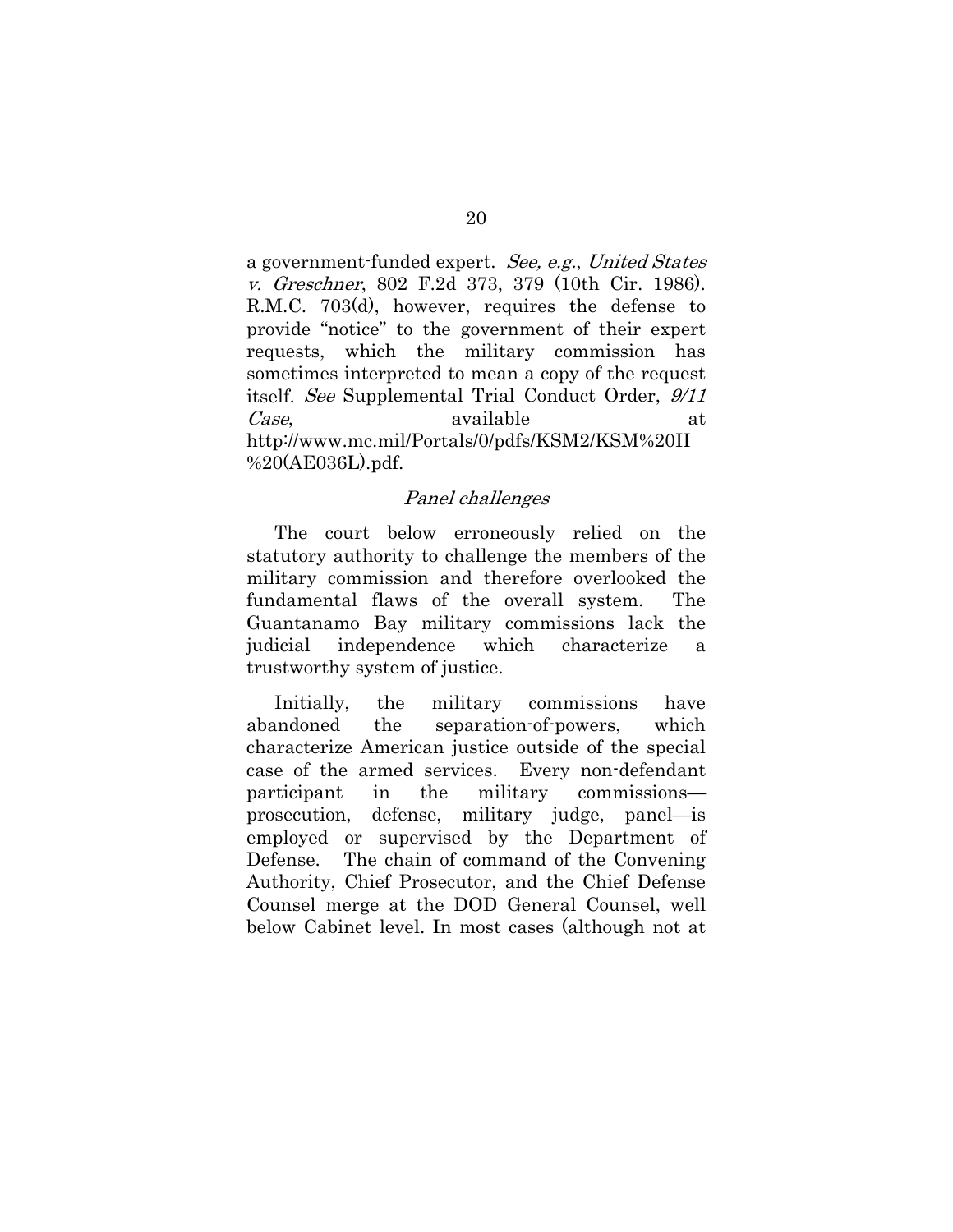a government-funded expert. *See, e.g.*, *United States v. Greschner*, 802 F.2d 373, 379 (10th Cir. 1986). R.M.C. 703(d), however, requires the defense to provide "notice" to the government of their expert requests, which the military commission has sometimes interpreted to mean a copy of the request itself. *See* Supplemental Trial Conduct Order, *9/11 Case*, available at http://www.mc.mil/Portals/0/pdfs/KSM2/KSM%20II%20(AE036L).pdf.

*Panel challenges*

The court below erroneously relied on the statutory authority to challenge the members of the military commission and therefore overlooked the fundamental flaws of the overall system. The Guantanamo Bay military commissions lack the judicial independence which characterize a trustworthy system of justice.

Initially, the military commissions have abandoned the separation-of-powers, which characterize American justice outside of the special case of the armed services. Every non-defendant participant in the military commissions—prosecution, defense, military judge, panel—is employed or supervised by the Department of Defense. The chain of command of the Convening Authority, Chief Prosecutor, and the Chief Defense Counsel merge at the DOD General Counsel, well below Cabinet level. In most cases (although not at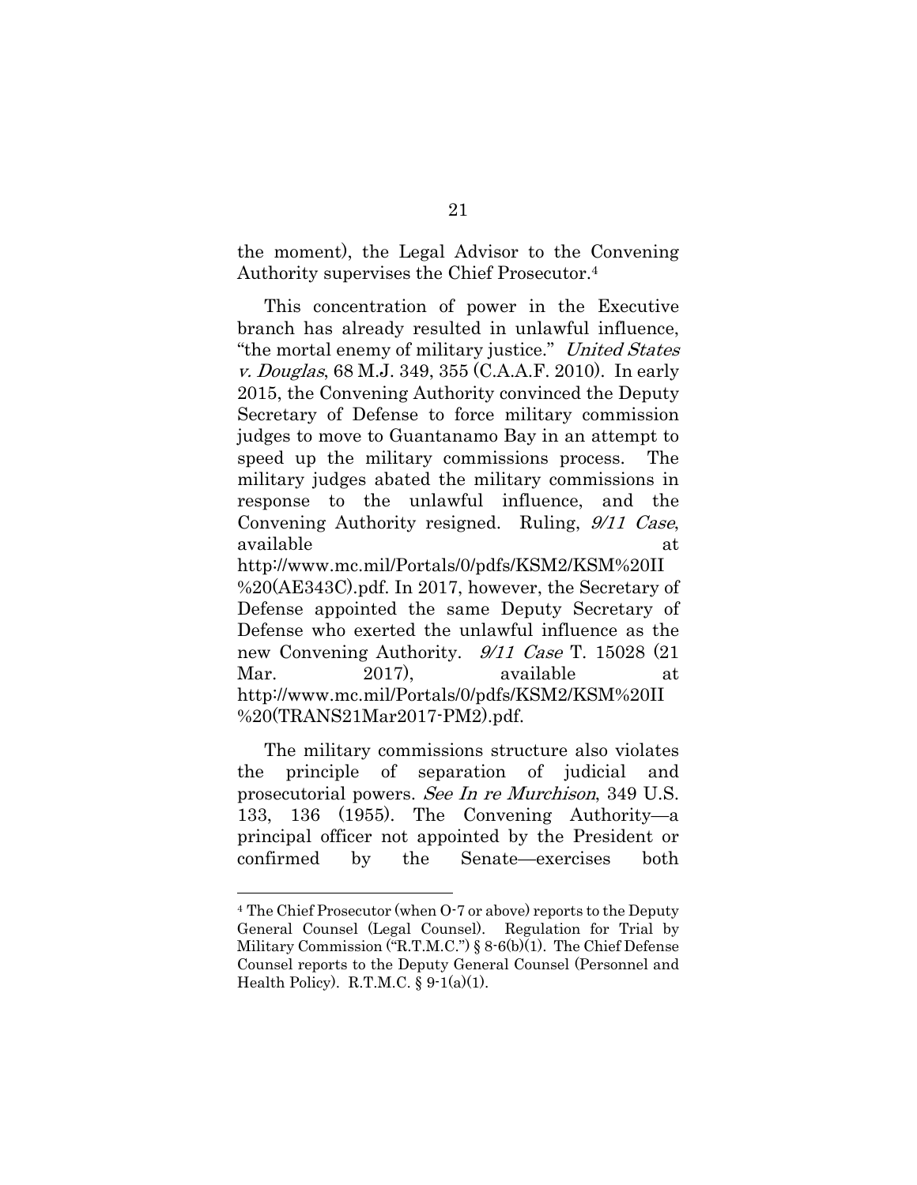the moment), the Legal Advisor to the Convening Authority supervises the Chief Prosecutor.[4]

This concentration of power in the Executive branch has already resulted in unlawful influence, "the mortal enemy of military justice." *United States v. Douglas*, 68 M.J. 349, 355 (C.A.A.F. 2010). In early 2015, the Convening Authority convinced the Deputy Secretary of Defense to force military commission judges to move to Guantanamo Bay in an attempt to speed up the military commissions process. The military judges abated the military commissions in response to the unlawful influence, and the Convening Authority resigned. Ruling, *9/11 Case*, available at http://www.mc.mil/Portals/0/pdfs/KSM2/KSM%20II%20(AE343C).pdf. In 2017, however, the Secretary of Defense appointed the same Deputy Secretary of Defense who exerted the unlawful influence as the new Convening Authority. *9/11 Case* T. 15028 (21 Mar. 2017), available at http://www.mc.mil/Portals/0/pdfs/KSM2/KSM%20II%20(TRANS21Mar2017-PM2).pdf.

The military commissions structure also violates the principle of separation of judicial and prosecutorial powers. *See In re Murchison*, 349 U.S. 133, 136 (1955). The Convening Authority—a principal officer not appointed by the President or confirmed by the Senate—exercises both

---

[4] The Chief Prosecutor (when O-7 or above) reports to the Deputy General Counsel (Legal Counsel). Regulation for Trial by Military Commission ("R.T.M.C.") § 8-6(b)(1). The Chief Defense Counsel reports to the Deputy General Counsel (Personnel and Health Policy). R.T.M.C. § 9-1(a)(1).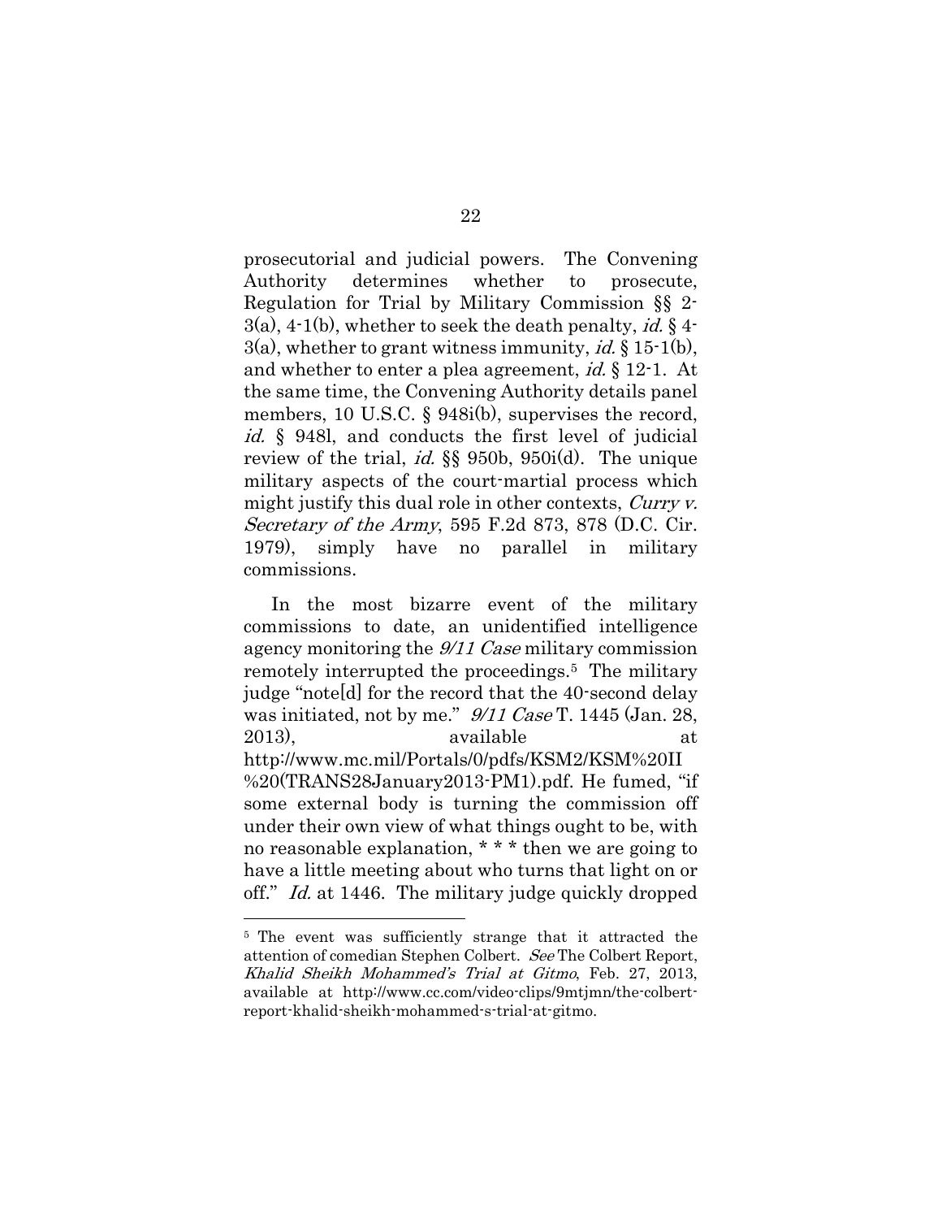prosecutorial and judicial powers. The Convening Authority determines whether to prosecute, Regulation for Trial by Military Commission §§ 2-3(a), 4-1(b), whether to seek the death penalty, *id.* § 4-3(a), whether to grant witness immunity, *id.* § 15-1(b), and whether to enter a plea agreement, *id.* § 12-1. At the same time, the Convening Authority details panel members, 10 U.S.C. § 948i(b), supervises the record, *id.* § 948l, and conducts the first level of judicial review of the trial, *id.* §§ 950b, 950i(d). The unique military aspects of the court-martial process which might justify this dual role in other contexts, *Curry v. Secretary of the Army*, 595 F.2d 873, 878 (D.C. Cir. 1979), simply have no parallel in military commissions.

In the most bizarre event of the military commissions to date, an unidentified intelligence agency monitoring the *9/11 Case* military commission remotely interrupted the proceedings.[5] The military judge "note[d] for the record that the 40-second delay was initiated, not by me." *9/11 Case* T. 1445 (Jan. 28, 2013), available at http://www.mc.mil/Portals/0/pdfs/KSM2/KSM%20II%20(TRANS28January2013-PM1).pdf. He fumed, "if some external body is turning the commission off under their own view of what things ought to be, with no reasonable explanation, * * * then we are going to have a little meeting about who turns that light on or off." *Id.* at 1446. The military judge quickly dropped

---

[5] The event was sufficiently strange that it attracted the attention of comedian Stephen Colbert. *See* The Colbert Report, *Khalid Sheikh Mohammed's Trial at Gitmo*, Feb. 27, 2013, available at http://www.cc.com/video-clips/9mtjmn/the-colbert-report-khalid-sheikh-mohammed-s-trial-at-gitmo.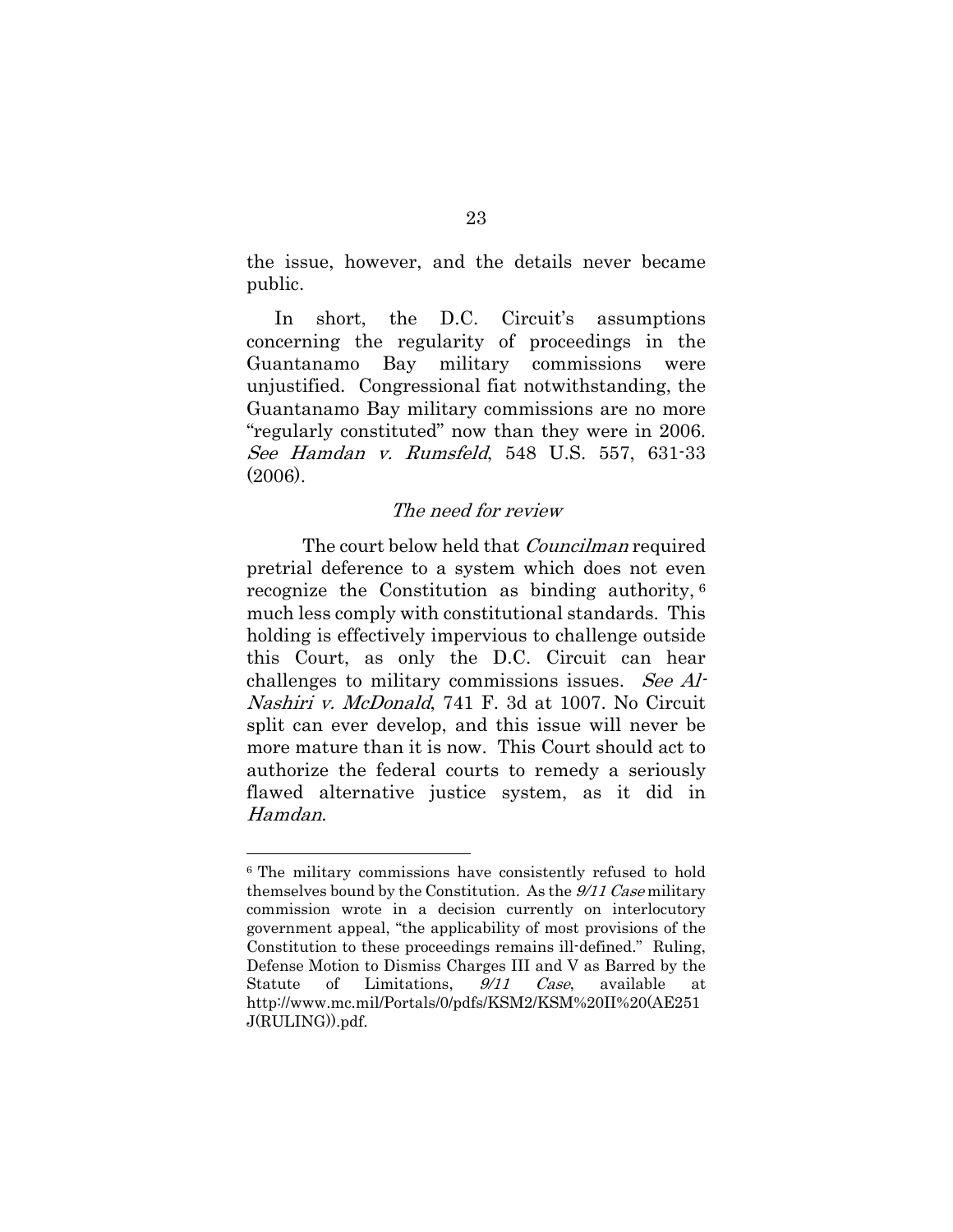the issue, however, and the details never became public.

In short, the D.C. Circuit's assumptions concerning the regularity of proceedings in the Guantanamo Bay military commissions were unjustified. Congressional fiat notwithstanding, the Guantanamo Bay military commissions are no more "regularly constituted" now than they were in 2006. *See Hamdan v. Rumsfeld*, 548 U.S. 557, 631-33 (2006).

*The need for review*

The court below held that *Councilman* required pretrial deference to a system which does not even recognize the Constitution as binding authority,[6] much less comply with constitutional standards. This holding is effectively impervious to challenge outside this Court, as only the D.C. Circuit can hear challenges to military commissions issues. *See Al-Nashiri v. McDonald*, 741 F. 3d at 1007. No Circuit split can ever develop, and this issue will never be more mature than it is now. This Court should act to authorize the federal courts to remedy a seriously flawed alternative justice system, as it did in *Hamdan*.

---

[6] The military commissions have consistently refused to hold themselves bound by the Constitution. As the *9/11 Case* military commission wrote in a decision currently on interlocutory government appeal, "the applicability of most provisions of the Constitution to these proceedings remains ill-defined." Ruling, Defense Motion to Dismiss Charges III and V as Barred by the Statute of Limitations, *9/11 Case*, available at http://www.mc.mil/Portals/0/pdfs/KSM2/KSM%20II%20(AE251J(RULING)).pdf.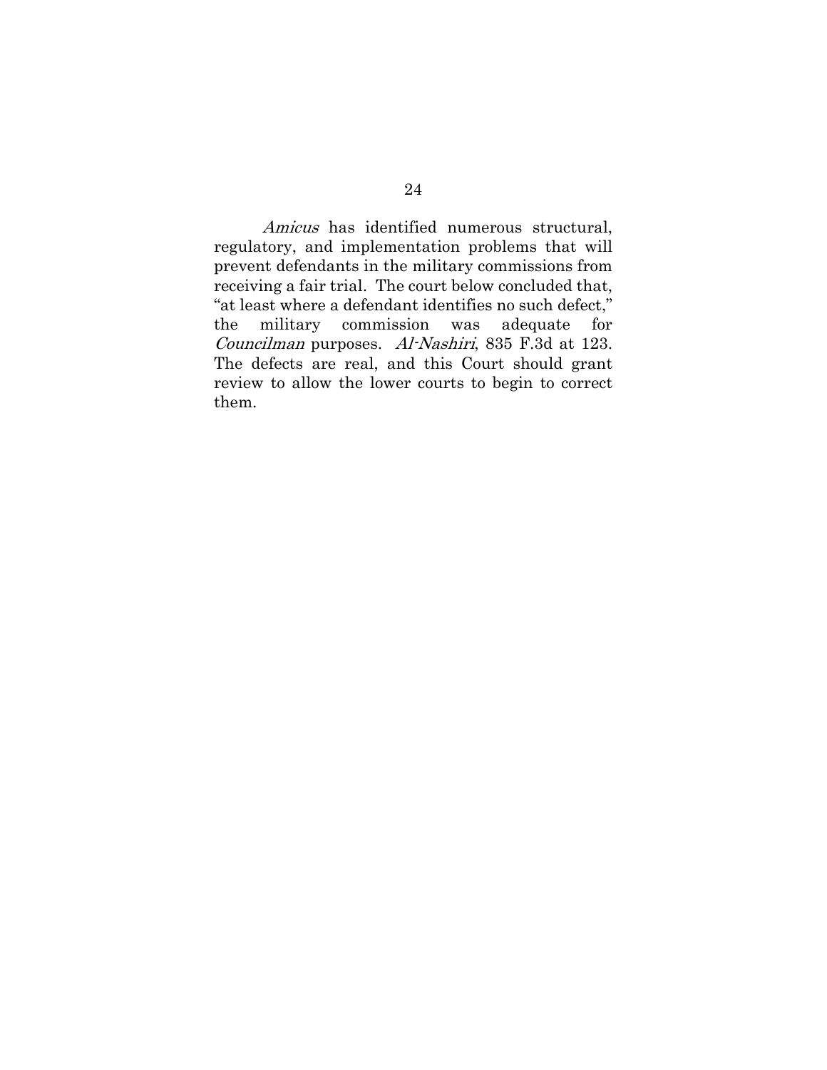*Amicus* has identified numerous structural, regulatory, and implementation problems that will prevent defendants in the military commissions from receiving a fair trial. The court below concluded that, "at least where a defendant identifies no such defect," the military commission was adequate for *Councilman* purposes. *Al-Nashiri*, 835 F.3d at 123. The defects are real, and this Court should grant review to allow the lower courts to begin to correct them.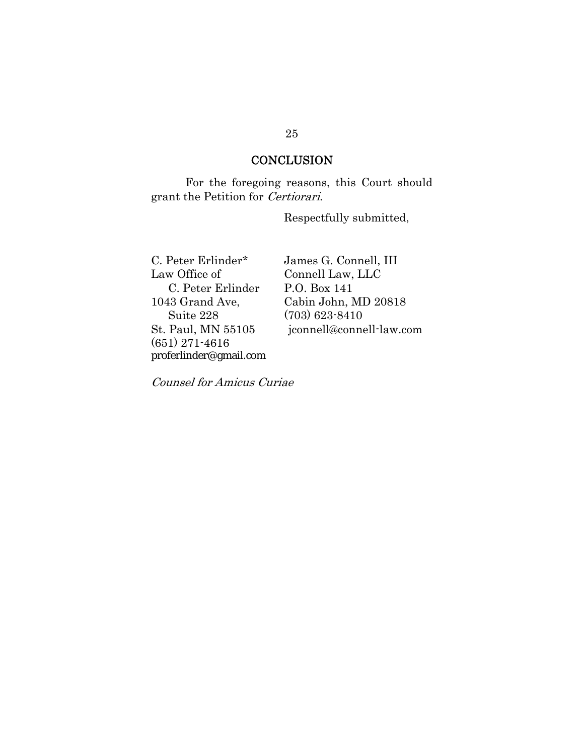## CONCLUSION

For the foregoing reasons, this Court should grant the Petition for *Certiorari*.

Respectfully submitted,

C. Peter Erlinder*
Law Office of
C. Peter Erlinder
1043 Grand Ave,
Suite 228
St. Paul, MN 55105
(651) 271-4616
proferlinder@gmail.com

James G. Connell, III
Connell Law, LLC
P.O. Box 141
Cabin John, MD 20818
(703) 623-8410
jconnell@connell-law.com

*Counsel for Amicus Curiae*